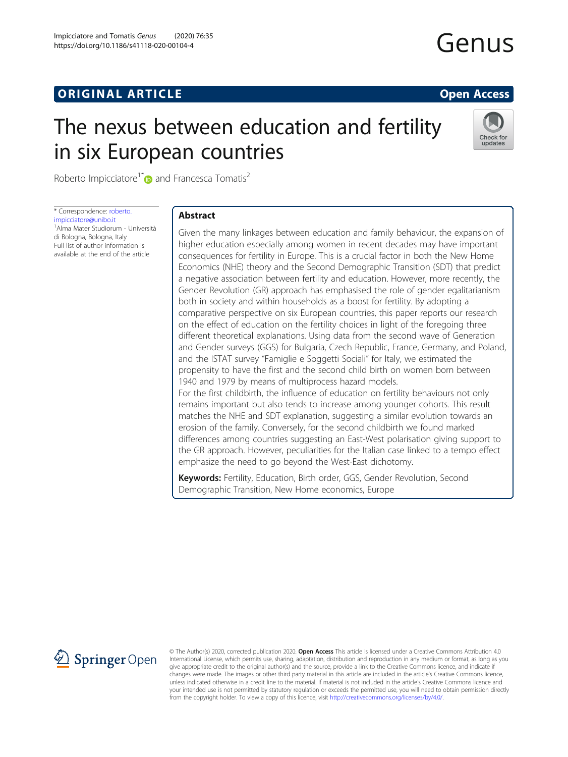ORIGINAL ARTICLE

Open Access

# The nexus between education and fertility in six European countries

Roberto Impicciatore[1*] and Francesca Tomatis[2]

\* Correspondence: roberto.impicciatore@unibo.it
[1]Alma Mater Studiorum - Università di Bologna, Bologna, Italy
Full list of author information is available at the end of the article

## Abstract

Given the many linkages between education and family behaviour, the expansion of higher education especially among women in recent decades may have important consequences for fertility in Europe. This is a crucial factor in both the New Home Economics (NHE) theory and the Second Demographic Transition (SDT) that predict a negative association between fertility and education. However, more recently, the Gender Revolution (GR) approach has emphasised the role of gender egalitarianism both in society and within households as a boost for fertility. By adopting a comparative perspective on six European countries, this paper reports our research on the effect of education on the fertility choices in light of the foregoing three different theoretical explanations. Using data from the second wave of Generation and Gender surveys (GGS) for Bulgaria, Czech Republic, France, Germany, and Poland, and the ISTAT survey "Famiglie e Soggetti Sociali" for Italy, we estimated the propensity to have the first and the second child birth on women born between 1940 and 1979 by means of multiprocess hazard models.

For the first childbirth, the influence of education on fertility behaviours not only remains important but also tends to increase among younger cohorts. This result matches the NHE and SDT explanation, suggesting a similar evolution towards an erosion of the family. Conversely, for the second childbirth we found marked differences among countries suggesting an East-West polarisation giving support to the GR approach. However, peculiarities for the Italian case linked to a tempo effect emphasize the need to go beyond the West-East dichotomy.

**Keywords:** Fertility, Education, Birth order, GGS, Gender Revolution, Second Demographic Transition, New Home economics, Europe

© The Author(s). 2020, corrected publication 2020. **Open Access** This article is licensed under a Creative Commons Attribution 4.0 International License, which permits use, sharing, adaptation, distribution and reproduction in any medium or format, as long as you give appropriate credit to the original author(s) and the source, provide a link to the Creative Commons licence, and indicate if changes were made. The images or other third party material in this article are included in the article's Creative Commons licence, unless indicated otherwise in a credit line to the material. If material is not included in the article's Creative Commons licence and your intended use is not permitted by statutory regulation or exceeds the permitted use, you will need to obtain permission directly from the copyright holder. To view a copy of this licence, visit http://creativecommons.org/licenses/by/4.0/.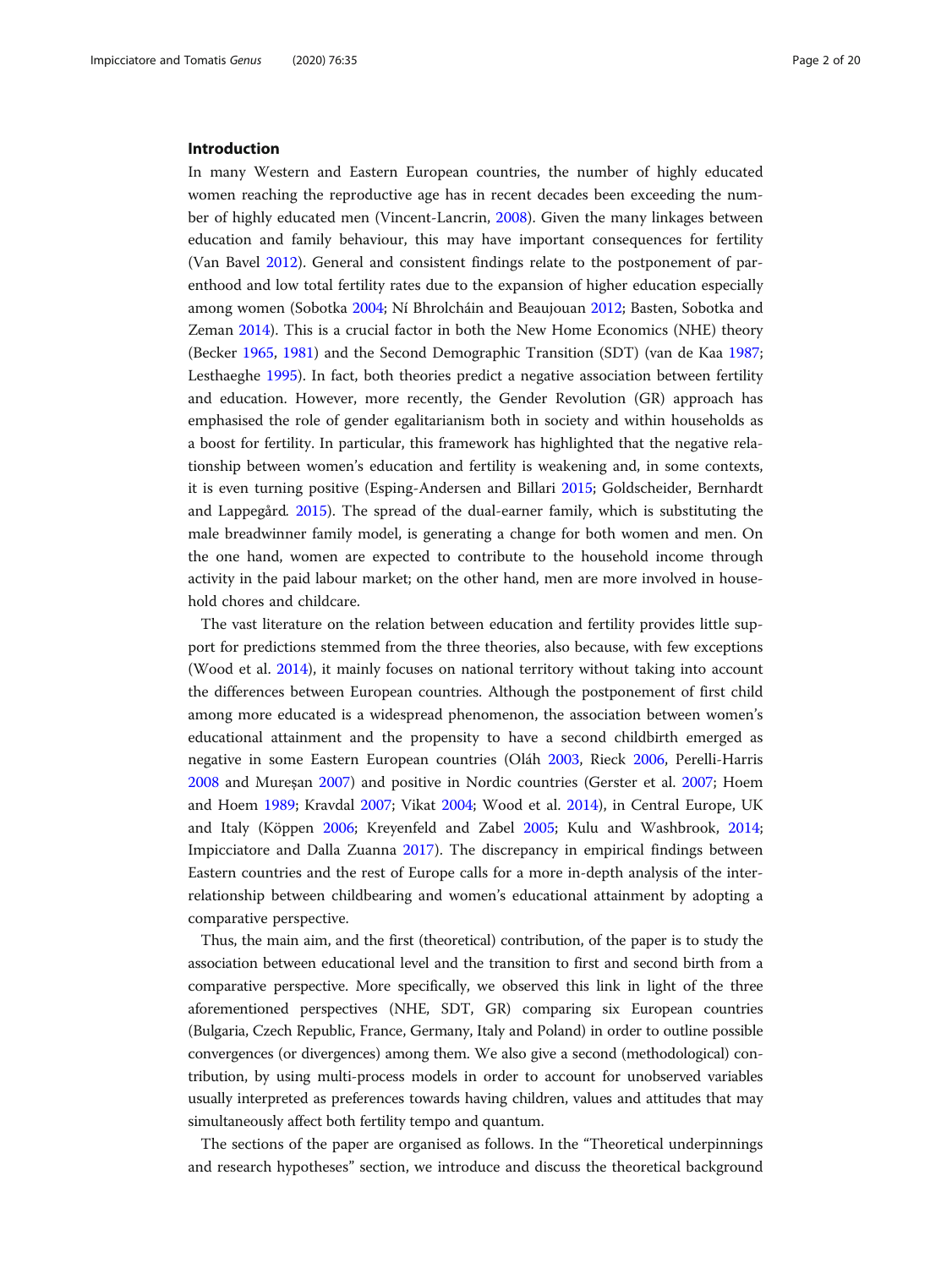## Introduction

In many Western and Eastern European countries, the number of highly educated women reaching the reproductive age has in recent decades been exceeding the number of highly educated men (Vincent-Lancrin, 2008). Given the many linkages between education and family behaviour, this may have important consequences for fertility (Van Bavel 2012). General and consistent findings relate to the postponement of parenthood and low total fertility rates due to the expansion of higher education especially among women (Sobotka 2004; Ní Bhrolcháin and Beaujouan 2012; Basten, Sobotka and Zeman 2014). This is a crucial factor in both the New Home Economics (NHE) theory (Becker 1965, 1981) and the Second Demographic Transition (SDT) (van de Kaa 1987; Lesthaeghe 1995). In fact, both theories predict a negative association between fertility and education. However, more recently, the Gender Revolution (GR) approach has emphasised the role of gender egalitarianism both in society and within households as a boost for fertility. In particular, this framework has highlighted that the negative relationship between women's education and fertility is weakening and, in some contexts, it is even turning positive (Esping-Andersen and Billari 2015; Goldscheider, Bernhardt and Lappegård*.* 2015). The spread of the dual-earner family, which is substituting the male breadwinner family model, is generating a change for both women and men. On the one hand, women are expected to contribute to the household income through activity in the paid labour market; on the other hand, men are more involved in household chores and childcare.

The vast literature on the relation between education and fertility provides little support for predictions stemmed from the three theories, also because, with few exceptions (Wood et al. 2014), it mainly focuses on national territory without taking into account the differences between European countries. Although the postponement of first child among more educated is a widespread phenomenon, the association between women's educational attainment and the propensity to have a second childbirth emerged as negative in some Eastern European countries (Oláh 2003, Rieck 2006, Perelli-Harris 2008 and Mureşan 2007) and positive in Nordic countries (Gerster et al. 2007; Hoem and Hoem 1989; Kravdal 2007; Vikat 2004; Wood et al. 2014), in Central Europe, UK and Italy (Köppen 2006; Kreyenfeld and Zabel 2005; Kulu and Washbrook, 2014; Impicciatore and Dalla Zuanna 2017). The discrepancy in empirical findings between Eastern countries and the rest of Europe calls for a more in-depth analysis of the interrelationship between childbearing and women's educational attainment by adopting a comparative perspective.

Thus, the main aim, and the first (theoretical) contribution, of the paper is to study the association between educational level and the transition to first and second birth from a comparative perspective. More specifically, we observed this link in light of the three aforementioned perspectives (NHE, SDT, GR) comparing six European countries (Bulgaria, Czech Republic, France, Germany, Italy and Poland) in order to outline possible convergences (or divergences) among them. We also give a second (methodological) contribution, by using multi-process models in order to account for unobserved variables usually interpreted as preferences towards having children, values and attitudes that may simultaneously affect both fertility tempo and quantum.

The sections of the paper are organised as follows. In the "Theoretical underpinnings and research hypotheses" section, we introduce and discuss the theoretical background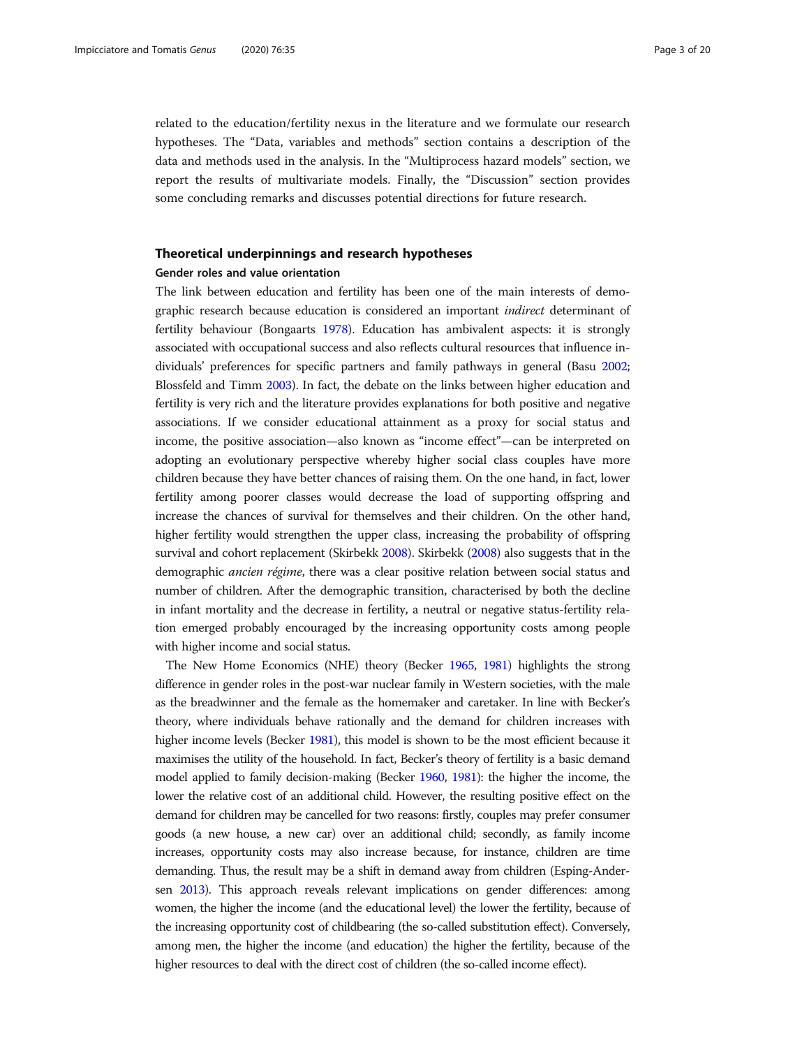related to the education/fertility nexus in the literature and we formulate our research hypotheses. The "Data, variables and methods" section contains a description of the data and methods used in the analysis. In the "Multiprocess hazard models" section, we report the results of multivariate models. Finally, the "Discussion" section provides some concluding remarks and discusses potential directions for future research.

## Theoretical underpinnings and research hypotheses

### Gender roles and value orientation

The link between education and fertility has been one of the main interests of demographic research because education is considered an important *indirect* determinant of fertility behaviour (Bongaarts 1978). Education has ambivalent aspects: it is strongly associated with occupational success and also reflects cultural resources that influence individuals' preferences for specific partners and family pathways in general (Basu 2002; Blossfeld and Timm 2003). In fact, the debate on the links between higher education and fertility is very rich and the literature provides explanations for both positive and negative associations. If we consider educational attainment as a proxy for social status and income, the positive association—also known as "income effect"—can be interpreted on adopting an evolutionary perspective whereby higher social class couples have more children because they have better chances of raising them. On the one hand, in fact, lower fertility among poorer classes would decrease the load of supporting offspring and increase the chances of survival for themselves and their children. On the other hand, higher fertility would strengthen the upper class, increasing the probability of offspring survival and cohort replacement (Skirbekk 2008). Skirbekk (2008) also suggests that in the demographic *ancien régime*, there was a clear positive relation between social status and number of children. After the demographic transition, characterised by both the decline in infant mortality and the decrease in fertility, a neutral or negative status-fertility relation emerged probably encouraged by the increasing opportunity costs among people with higher income and social status.

The New Home Economics (NHE) theory (Becker 1965, 1981) highlights the strong difference in gender roles in the post-war nuclear family in Western societies, with the male as the breadwinner and the female as the homemaker and caretaker. In line with Becker's theory, where individuals behave rationally and the demand for children increases with higher income levels (Becker 1981), this model is shown to be the most efficient because it maximises the utility of the household. In fact, Becker's theory of fertility is a basic demand model applied to family decision-making (Becker 1960, 1981): the higher the income, the lower the relative cost of an additional child. However, the resulting positive effect on the demand for children may be cancelled for two reasons: firstly, couples may prefer consumer goods (a new house, a new car) over an additional child; secondly, as family income increases, opportunity costs may also increase because, for instance, children are time demanding. Thus, the result may be a shift in demand away from children (Esping-Andersen 2013). This approach reveals relevant implications on gender differences: among women, the higher the income (and the educational level) the lower the fertility, because of the increasing opportunity cost of childbearing (the so-called substitution effect). Conversely, among men, the higher the income (and education) the higher the fertility, because of the higher resources to deal with the direct cost of children (the so-called income effect).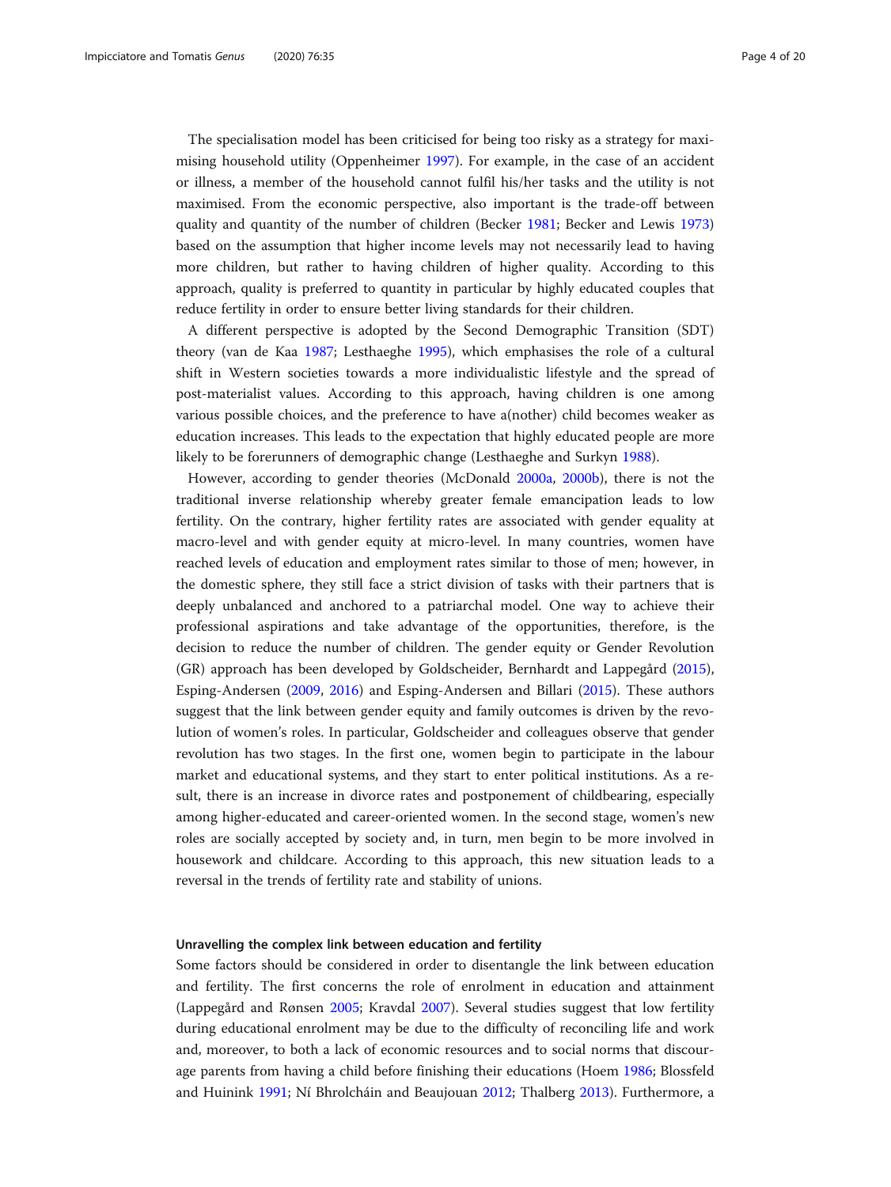The specialisation model has been criticised for being too risky as a strategy for maximising household utility (Oppenheimer 1997). For example, in the case of an accident or illness, a member of the household cannot fulfil his/her tasks and the utility is not maximised. From the economic perspective, also important is the trade-off between quality and quantity of the number of children (Becker 1981; Becker and Lewis 1973) based on the assumption that higher income levels may not necessarily lead to having more children, but rather to having children of higher quality. According to this approach, quality is preferred to quantity in particular by highly educated couples that reduce fertility in order to ensure better living standards for their children.

A different perspective is adopted by the Second Demographic Transition (SDT) theory (van de Kaa 1987; Lesthaeghe 1995), which emphasises the role of a cultural shift in Western societies towards a more individualistic lifestyle and the spread of post-materialist values. According to this approach, having children is one among various possible choices, and the preference to have a(nother) child becomes weaker as education increases. This leads to the expectation that highly educated people are more likely to be forerunners of demographic change (Lesthaeghe and Surkyn 1988).

However, according to gender theories (McDonald 2000a, 2000b), there is not the traditional inverse relationship whereby greater female emancipation leads to low fertility. On the contrary, higher fertility rates are associated with gender equality at macro-level and with gender equity at micro-level. In many countries, women have reached levels of education and employment rates similar to those of men; however, in the domestic sphere, they still face a strict division of tasks with their partners that is deeply unbalanced and anchored to a patriarchal model. One way to achieve their professional aspirations and take advantage of the opportunities, therefore, is the decision to reduce the number of children. The gender equity or Gender Revolution (GR) approach has been developed by Goldscheider, Bernhardt and Lappegård (2015), Esping-Andersen (2009, 2016) and Esping-Andersen and Billari (2015). These authors suggest that the link between gender equity and family outcomes is driven by the revolution of women's roles. In particular, Goldscheider and colleagues observe that gender revolution has two stages. In the first one, women begin to participate in the labour market and educational systems, and they start to enter political institutions. As a result, there is an increase in divorce rates and postponement of childbearing, especially among higher-educated and career-oriented women. In the second stage, women's new roles are socially accepted by society and, in turn, men begin to be more involved in housework and childcare. According to this approach, this new situation leads to a reversal in the trends of fertility rate and stability of unions.

### Unravelling the complex link between education and fertility

Some factors should be considered in order to disentangle the link between education and fertility. The first concerns the role of enrolment in education and attainment (Lappegård and Rønsen 2005; Kravdal 2007). Several studies suggest that low fertility during educational enrolment may be due to the difficulty of reconciling life and work and, moreover, to both a lack of economic resources and to social norms that discourage parents from having a child before finishing their educations (Hoem 1986; Blossfeld and Huinink 1991; Ní Bhrolcháin and Beaujouan 2012; Thalberg 2013). Furthermore, a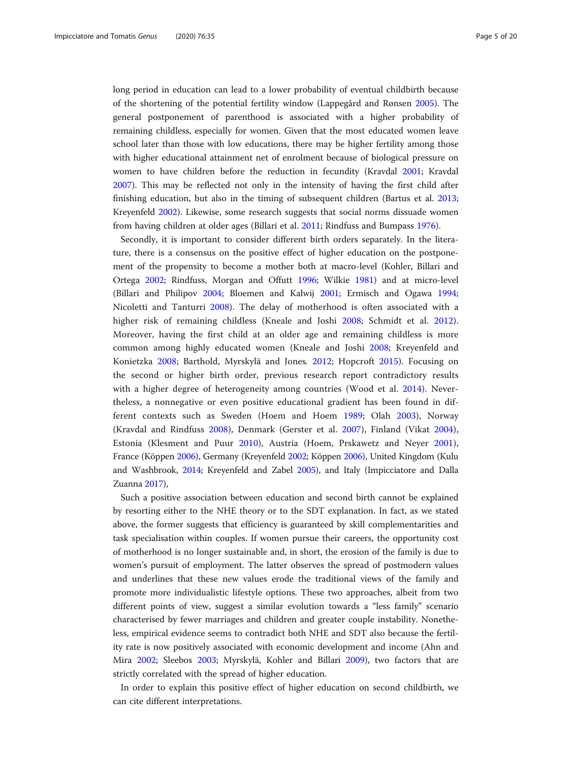long period in education can lead to a lower probability of eventual childbirth because of the shortening of the potential fertility window (Lappegård and Rønsen 2005). The general postponement of parenthood is associated with a higher probability of remaining childless, especially for women. Given that the most educated women leave school later than those with low educations, there may be higher fertility among those with higher educational attainment net of enrolment because of biological pressure on women to have children before the reduction in fecundity (Kravdal 2001; Kravdal 2007). This may be reflected not only in the intensity of having the first child after finishing education, but also in the timing of subsequent children (Bartus et al. 2013; Kreyenfeld 2002). Likewise, some research suggests that social norms dissuade women from having children at older ages (Billari et al. 2011; Rindfuss and Bumpass 1976).

Secondly, it is important to consider different birth orders separately. In the literature, there is a consensus on the positive effect of higher education on the postponement of the propensity to become a mother both at macro-level (Kohler, Billari and Ortega 2002; Rindfuss, Morgan and Offutt 1996; Wilkie 1981) and at micro-level (Billari and Philipov 2004; Bloemen and Kalwij 2001; Ermisch and Ogawa 1994; Nicoletti and Tanturri 2008). The delay of motherhood is often associated with a higher risk of remaining childless (Kneale and Joshi 2008; Schmidt et al. 2012). Moreover, having the first child at an older age and remaining childless is more common among highly educated women (Kneale and Joshi 2008; Kreyenfeld and Konietzka 2008; Barthold, Myrskylä and Jones. 2012; Hopcroft 2015). Focusing on the second or higher birth order, previous research report contradictory results with a higher degree of heterogeneity among countries (Wood et al. 2014). Nevertheless, a nonnegative or even positive educational gradient has been found in different contexts such as Sweden (Hoem and Hoem 1989; Olah 2003), Norway (Kravdal and Rindfuss 2008), Denmark (Gerster et al. 2007), Finland (Vikat 2004), Estonia (Klesment and Puur 2010), Austria (Hoem, Prskawetz and Neyer 2001), France (Köppen 2006), Germany (Kreyenfeld 2002; Köppen 2006), United Kingdom (Kulu and Washbrook, 2014; Kreyenfeld and Zabel 2005), and Italy (Impicciatore and Dalla Zuanna 2017),

Such a positive association between education and second birth cannot be explained by resorting either to the NHE theory or to the SDT explanation. In fact, as we stated above, the former suggests that efficiency is guaranteed by skill complementarities and task specialisation within couples. If women pursue their careers, the opportunity cost of motherhood is no longer sustainable and, in short, the erosion of the family is due to women's pursuit of employment. The latter observes the spread of postmodern values and underlines that these new values erode the traditional views of the family and promote more individualistic lifestyle options. These two approaches, albeit from two different points of view, suggest a similar evolution towards a "less family" scenario characterised by fewer marriages and children and greater couple instability. Nonetheless, empirical evidence seems to contradict both NHE and SDT also because the fertility rate is now positively associated with economic development and income (Ahn and Mira 2002; Sleebos 2003; Myrskylä, Kohler and Billari 2009), two factors that are strictly correlated with the spread of higher education.

In order to explain this positive effect of higher education on second childbirth, we can cite different interpretations.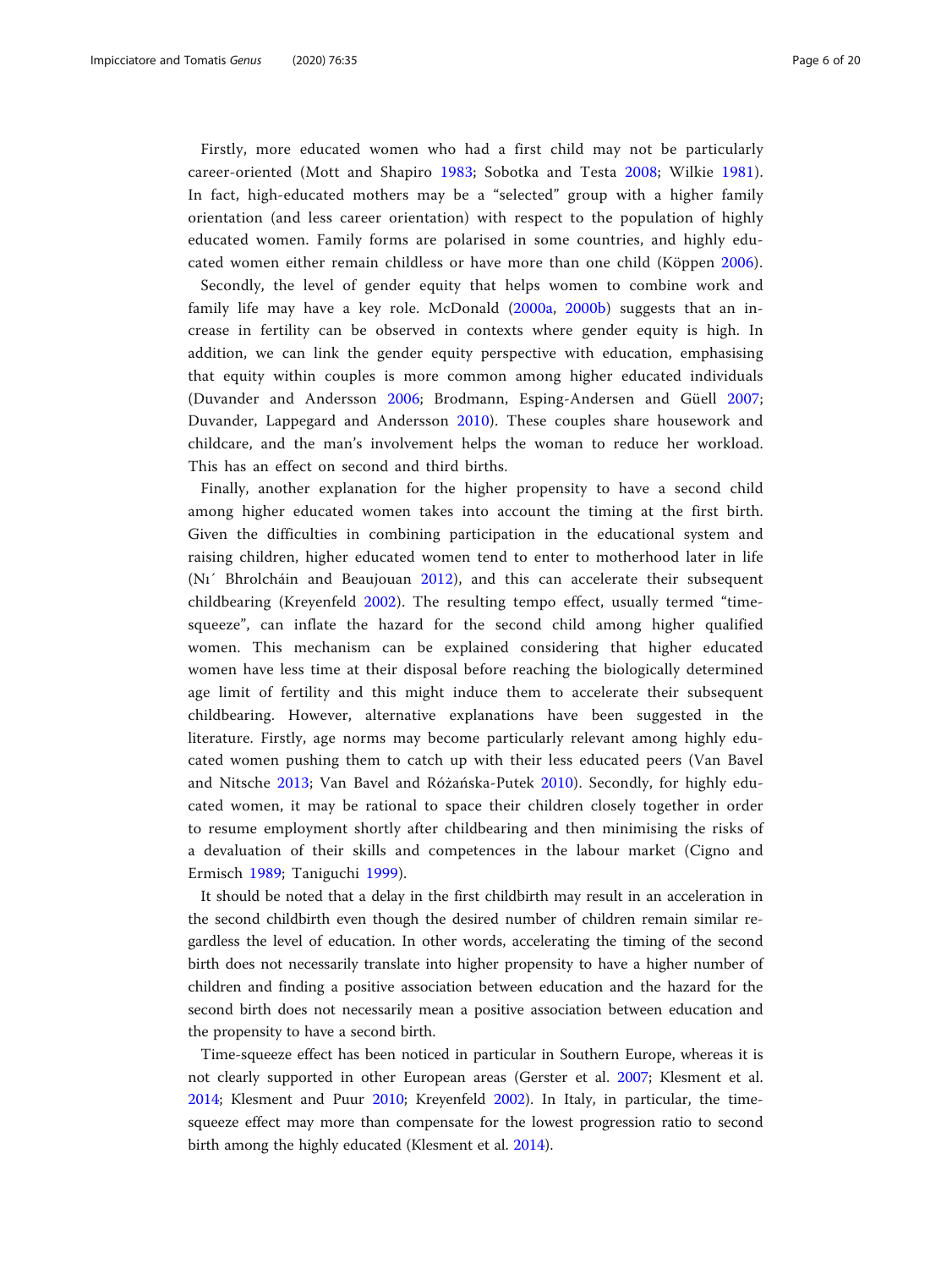Firstly, more educated women who had a first child may not be particularly career-oriented (Mott and Shapiro 1983; Sobotka and Testa 2008; Wilkie 1981). In fact, high-educated mothers may be a "selected" group with a higher family orientation (and less career orientation) with respect to the population of highly educated women. Family forms are polarised in some countries, and highly educated women either remain childless or have more than one child (Köppen 2006).

Secondly, the level of gender equity that helps women to combine work and family life may have a key role. McDonald (2000a, 2000b) suggests that an increase in fertility can be observed in contexts where gender equity is high. In addition, we can link the gender equity perspective with education, emphasising that equity within couples is more common among higher educated individuals (Duvander and Andersson 2006; Brodmann, Esping-Andersen and Güell 2007; Duvander, Lappegard and Andersson 2010). These couples share housework and childcare, and the man's involvement helps the woman to reduce her workload. This has an effect on second and third births.

Finally, another explanation for the higher propensity to have a second child among higher educated women takes into account the timing at the first birth. Given the difficulties in combining participation in the educational system and raising children, higher educated women tend to enter to motherhood later in life (Nı´ Bhrolcháin and Beaujouan 2012), and this can accelerate their subsequent childbearing (Kreyenfeld 2002). The resulting tempo effect, usually termed "time-squeeze", can inflate the hazard for the second child among higher qualified women. This mechanism can be explained considering that higher educated women have less time at their disposal before reaching the biologically determined age limit of fertility and this might induce them to accelerate their subsequent childbearing. However, alternative explanations have been suggested in the literature. Firstly, age norms may become particularly relevant among highly educated women pushing them to catch up with their less educated peers (Van Bavel and Nitsche 2013; Van Bavel and Różańska-Putek 2010). Secondly, for highly educated women, it may be rational to space their children closely together in order to resume employment shortly after childbearing and then minimising the risks of a devaluation of their skills and competences in the labour market (Cigno and Ermisch 1989; Taniguchi 1999).

It should be noted that a delay in the first childbirth may result in an acceleration in the second childbirth even though the desired number of children remain similar regardless the level of education. In other words, accelerating the timing of the second birth does not necessarily translate into higher propensity to have a higher number of children and finding a positive association between education and the hazard for the second birth does not necessarily mean a positive association between education and the propensity to have a second birth.

Time-squeeze effect has been noticed in particular in Southern Europe, whereas it is not clearly supported in other European areas (Gerster et al. 2007; Klesment et al. 2014; Klesment and Puur 2010; Kreyenfeld 2002). In Italy, in particular, the time-squeeze effect may more than compensate for the lowest progression ratio to second birth among the highly educated (Klesment et al. 2014).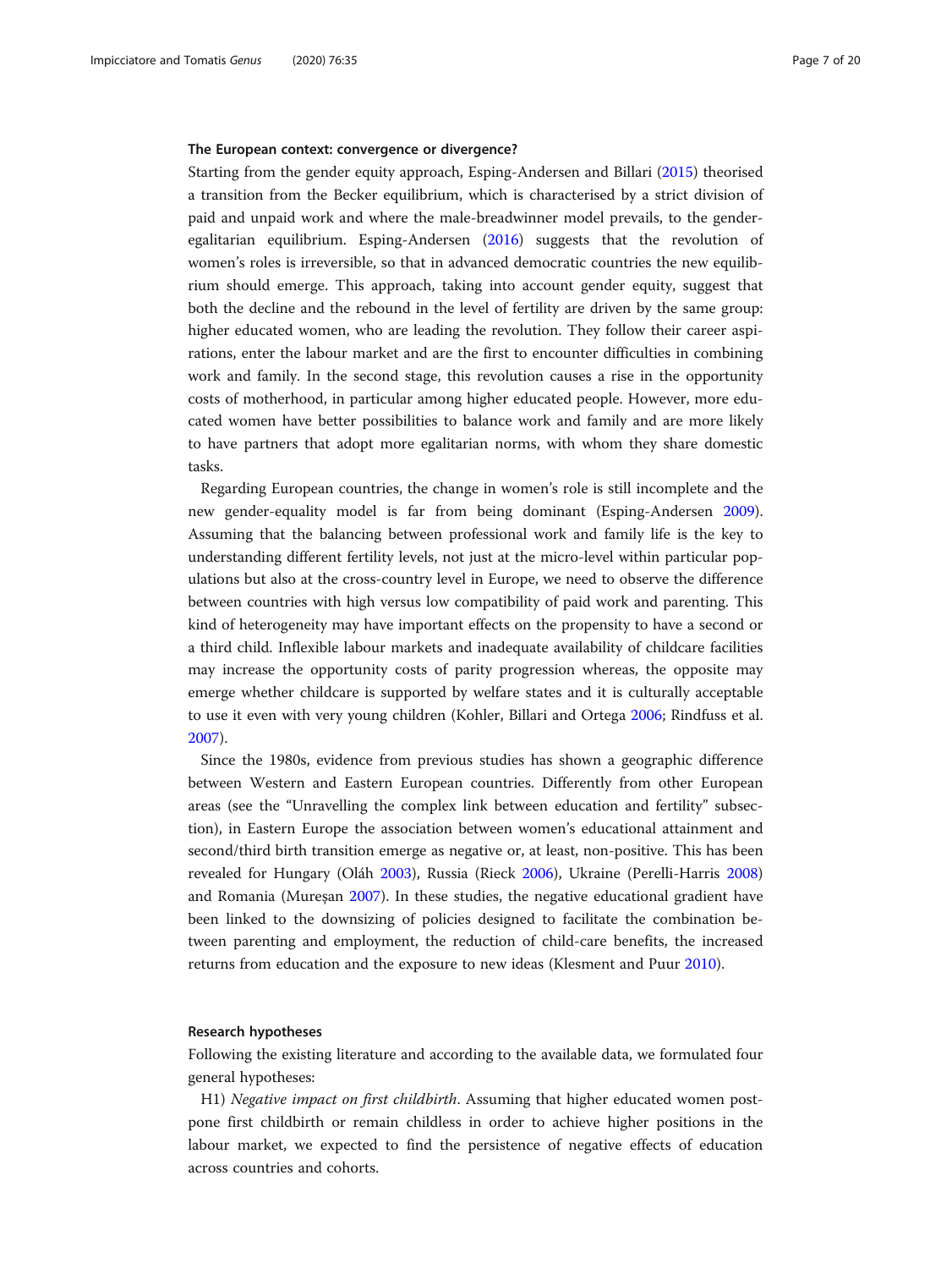### The European context: convergence or divergence?

Starting from the gender equity approach, Esping-Andersen and Billari (2015) theorised a transition from the Becker equilibrium, which is characterised by a strict division of paid and unpaid work and where the male-breadwinner model prevails, to the gender-egalitarian equilibrium. Esping-Andersen (2016) suggests that the revolution of women's roles is irreversible, so that in advanced democratic countries the new equilibrium should emerge. This approach, taking into account gender equity, suggest that both the decline and the rebound in the level of fertility are driven by the same group: higher educated women, who are leading the revolution. They follow their career aspirations, enter the labour market and are the first to encounter difficulties in combining work and family. In the second stage, this revolution causes a rise in the opportunity costs of motherhood, in particular among higher educated people. However, more educated women have better possibilities to balance work and family and are more likely to have partners that adopt more egalitarian norms, with whom they share domestic tasks.

Regarding European countries, the change in women's role is still incomplete and the new gender-equality model is far from being dominant (Esping-Andersen 2009). Assuming that the balancing between professional work and family life is the key to understanding different fertility levels, not just at the micro-level within particular populations but also at the cross-country level in Europe, we need to observe the difference between countries with high versus low compatibility of paid work and parenting. This kind of heterogeneity may have important effects on the propensity to have a second or a third child. Inflexible labour markets and inadequate availability of childcare facilities may increase the opportunity costs of parity progression whereas, the opposite may emerge whether childcare is supported by welfare states and it is culturally acceptable to use it even with very young children (Kohler, Billari and Ortega 2006; Rindfuss et al. 2007).

Since the 1980s, evidence from previous studies has shown a geographic difference between Western and Eastern European countries. Differently from other European areas (see the "Unravelling the complex link between education and fertility" subsection), in Eastern Europe the association between women's educational attainment and second/third birth transition emerge as negative or, at least, non-positive. This has been revealed for Hungary (Oláh 2003), Russia (Rieck 2006), Ukraine (Perelli-Harris 2008) and Romania (Mureşan 2007). In these studies, the negative educational gradient have been linked to the downsizing of policies designed to facilitate the combination between parenting and employment, the reduction of child-care benefits, the increased returns from education and the exposure to new ideas (Klesment and Puur 2010).

### Research hypotheses

Following the existing literature and according to the available data, we formulated four general hypotheses:

H1) *Negative impact on first childbirth*. Assuming that higher educated women postpone first childbirth or remain childless in order to achieve higher positions in the labour market, we expected to find the persistence of negative effects of education across countries and cohorts.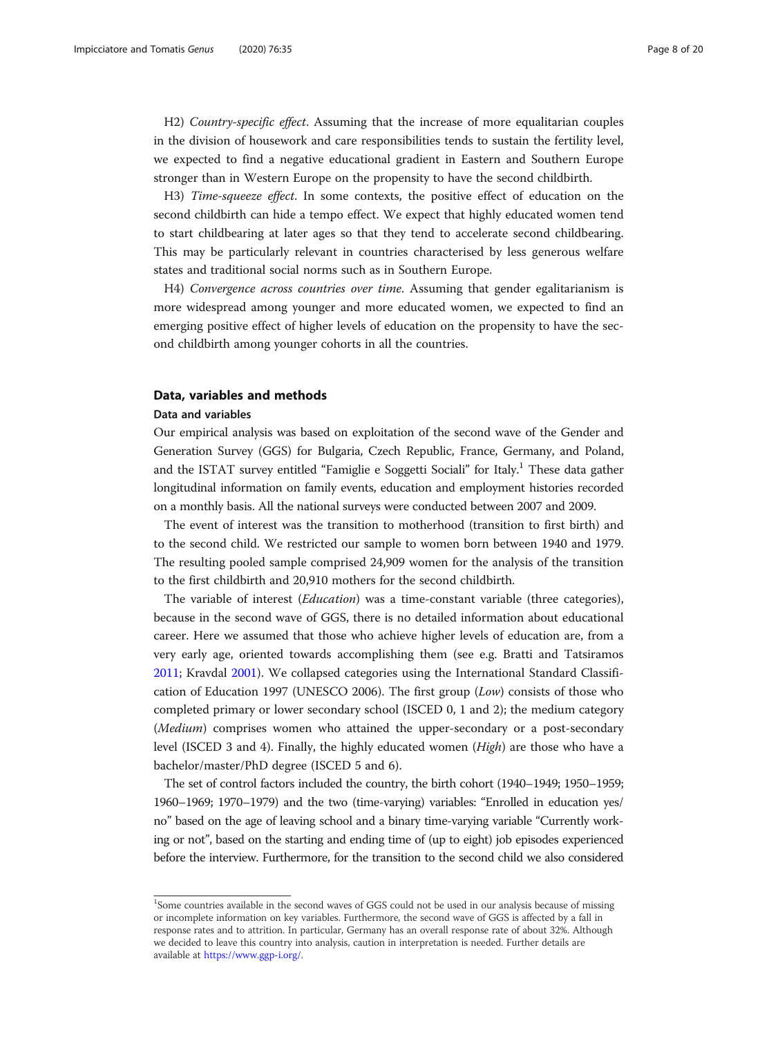H2) *Country-specific effect*. Assuming that the increase of more equalitarian couples in the division of housework and care responsibilities tends to sustain the fertility level, we expected to find a negative educational gradient in Eastern and Southern Europe stronger than in Western Europe on the propensity to have the second childbirth.

H3) *Time-squeeze effect*. In some contexts, the positive effect of education on the second childbirth can hide a tempo effect. We expect that highly educated women tend to start childbearing at later ages so that they tend to accelerate second childbearing. This may be particularly relevant in countries characterised by less generous welfare states and traditional social norms such as in Southern Europe.

H4) *Convergence across countries over time*. Assuming that gender egalitarianism is more widespread among younger and more educated women, we expected to find an emerging positive effect of higher levels of education on the propensity to have the second childbirth among younger cohorts in all the countries.

## Data, variables and methods

### Data and variables

Our empirical analysis was based on exploitation of the second wave of the Gender and Generation Survey (GGS) for Bulgaria, Czech Republic, France, Germany, and Poland, and the ISTAT survey entitled "Famiglie e Soggetti Sociali" for Italy.[1] These data gather longitudinal information on family events, education and employment histories recorded on a monthly basis. All the national surveys were conducted between 2007 and 2009.

The event of interest was the transition to motherhood (transition to first birth) and to the second child. We restricted our sample to women born between 1940 and 1979. The resulting pooled sample comprised 24,909 women for the analysis of the transition to the first childbirth and 20,910 mothers for the second childbirth.

The variable of interest (*Education*) was a time-constant variable (three categories), because in the second wave of GGS, there is no detailed information about educational career. Here we assumed that those who achieve higher levels of education are, from a very early age, oriented towards accomplishing them (see e.g. Bratti and Tatsiramos 2011; Kravdal 2001). We collapsed categories using the International Standard Classification of Education 1997 (UNESCO 2006). The first group (*Low*) consists of those who completed primary or lower secondary school (ISCED 0, 1 and 2); the medium category (*Medium*) comprises women who attained the upper-secondary or a post-secondary level (ISCED 3 and 4). Finally, the highly educated women (*High*) are those who have a bachelor/master/PhD degree (ISCED 5 and 6).

The set of control factors included the country, the birth cohort (1940–1949; 1950–1959; 1960–1969; 1970–1979) and the two (time-varying) variables: "Enrolled in education yes/no" based on the age of leaving school and a binary time-varying variable "Currently working or not", based on the starting and ending time of (up to eight) job episodes experienced before the interview. Furthermore, for the transition to the second child we also considered

[1] Some countries available in the second waves of GGS could not be used in our analysis because of missing or incomplete information on key variables. Furthermore, the second wave of GGS is affected by a fall in response rates and to attrition. In particular, Germany has an overall response rate of about 32%. Although we decided to leave this country into analysis, caution in interpretation is needed. Further details are available at https://www.ggp-i.org/.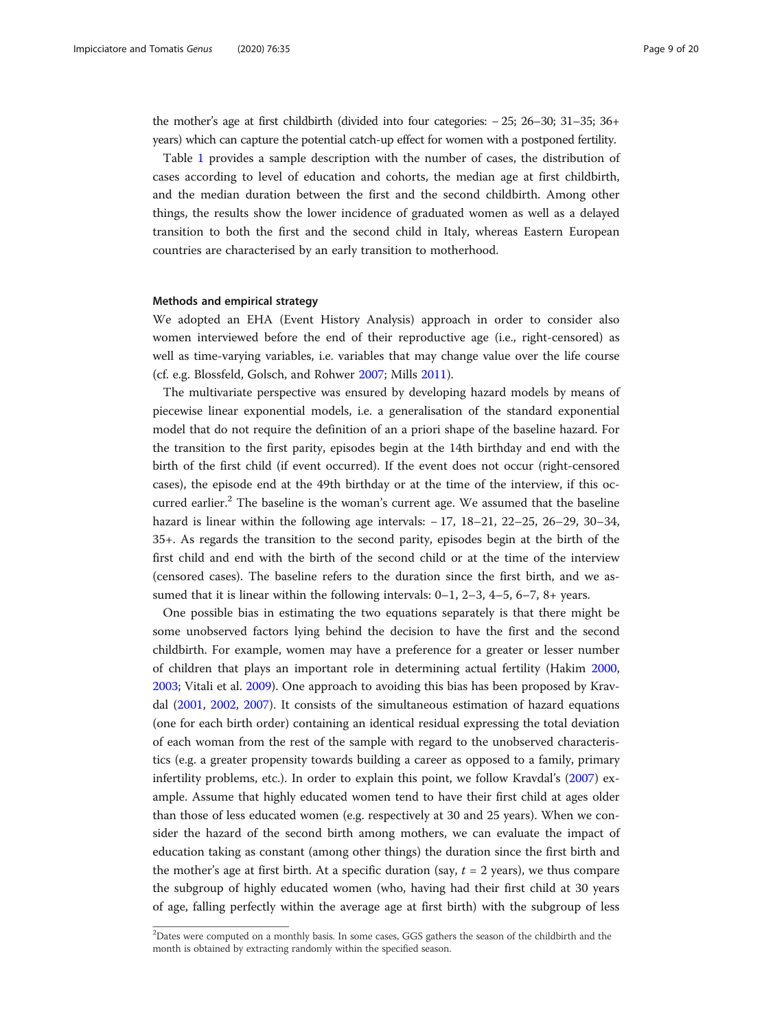the mother's age at first childbirth (divided into four categories: – 25; 26–30; 31–35; 36+ years) which can capture the potential catch-up effect for women with a postponed fertility.

Table 1 provides a sample description with the number of cases, the distribution of cases according to level of education and cohorts, the median age at first childbirth, and the median duration between the first and the second childbirth. Among other things, the results show the lower incidence of graduated women as well as a delayed transition to both the first and the second child in Italy, whereas Eastern European countries are characterised by an early transition to motherhood.

#### Methods and empirical strategy

We adopted an EHA (Event History Analysis) approach in order to consider also women interviewed before the end of their reproductive age (i.e., right-censored) as well as time-varying variables, i.e. variables that may change value over the life course (cf. e.g. Blossfeld, Golsch, and Rohwer 2007; Mills 2011).

The multivariate perspective was ensured by developing hazard models by means of piecewise linear exponential models, i.e. a generalisation of the standard exponential model that do not require the definition of an a priori shape of the baseline hazard. For the transition to the first parity, episodes begin at the 14th birthday and end with the birth of the first child (if event occurred). If the event does not occur (right-censored cases), the episode end at the 49th birthday or at the time of the interview, if this occurred earlier.[2] The baseline is the woman's current age. We assumed that the baseline hazard is linear within the following age intervals: – 17, 18–21, 22–25, 26–29, 30–34, 35+. As regards the transition to the second parity, episodes begin at the birth of the first child and end with the birth of the second child or at the time of the interview (censored cases). The baseline refers to the duration since the first birth, and we assumed that it is linear within the following intervals: 0–1, 2–3, 4–5, 6–7, 8+ years.

One possible bias in estimating the two equations separately is that there might be some unobserved factors lying behind the decision to have the first and the second childbirth. For example, women may have a preference for a greater or lesser number of children that plays an important role in determining actual fertility (Hakim 2000, 2003; Vitali et al. 2009). One approach to avoiding this bias has been proposed by Kravdal (2001, 2002, 2007). It consists of the simultaneous estimation of hazard equations (one for each birth order) containing an identical residual expressing the total deviation of each woman from the rest of the sample with regard to the unobserved characteristics (e.g. a greater propensity towards building a career as opposed to a family, primary infertility problems, etc.). In order to explain this point, we follow Kravdal's (2007) example. Assume that highly educated women tend to have their first child at ages older than those of less educated women (e.g. respectively at 30 and 25 years). When we consider the hazard of the second birth among mothers, we can evaluate the impact of education taking as constant (among other things) the duration since the first birth and the mother's age at first birth. At a specific duration (say, $t = 2$ years), we thus compare the subgroup of highly educated women (who, having had their first child at 30 years of age, falling perfectly within the average age at first birth) with the subgroup of less

[2]Dates were computed on a monthly basis. In some cases, GGS gathers the season of the childbirth and the month is obtained by extracting randomly within the specified season.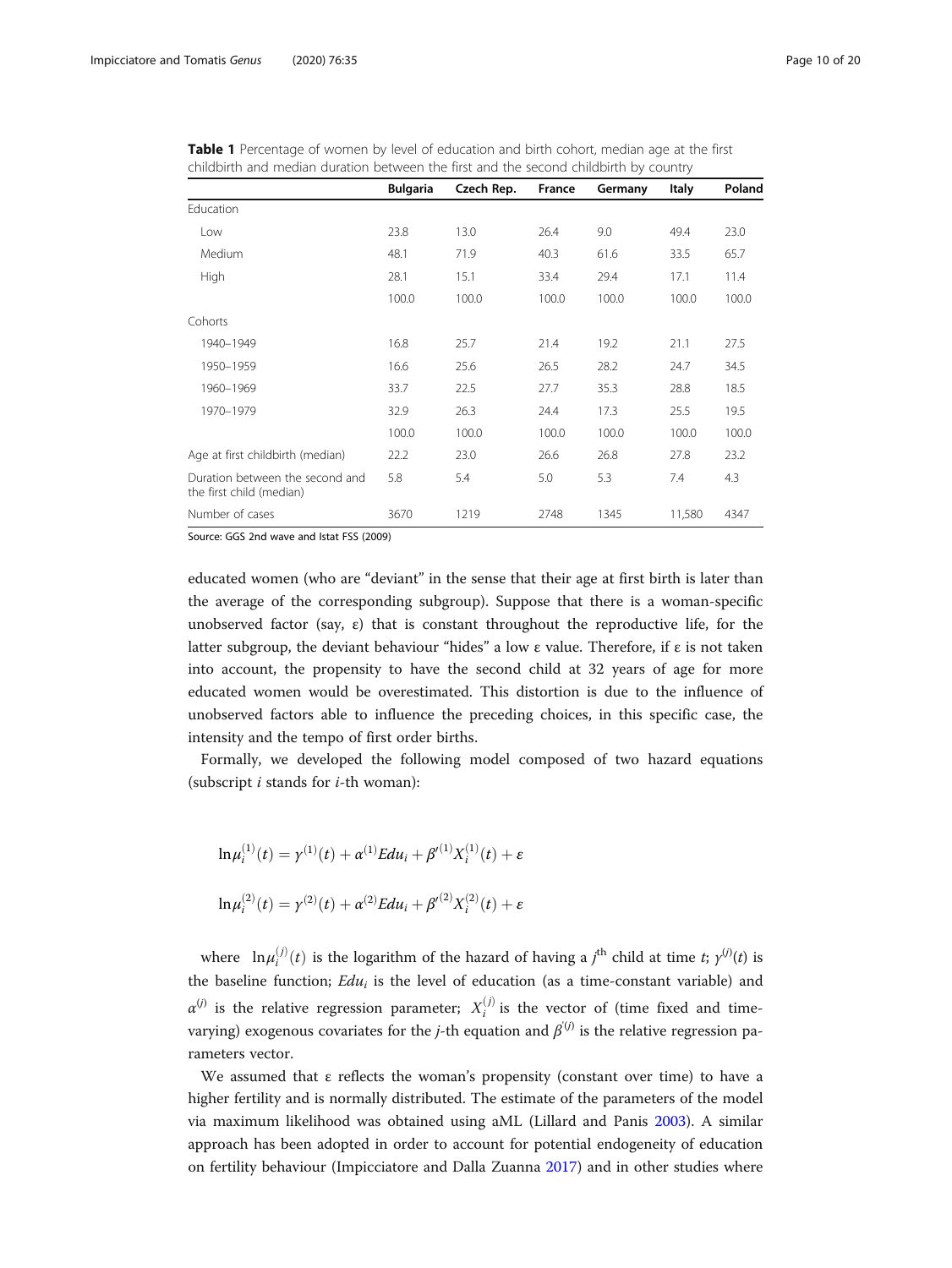**Table 1** Percentage of women by level of education and birth cohort, median age at the first childbirth and median duration between the first and the second childbirth by country

| | Bulgaria | Czech Rep. | France | Germany | Italy | Poland |
|---|---|---|---|---|---|---|
| Education | | | | | | |
| Low | 23.8 | 13.0 | 26.4 | 9.0 | 49.4 | 23.0 |
| Medium | 48.1 | 71.9 | 40.3 | 61.6 | 33.5 | 65.7 |
| High | 28.1 | 15.1 | 33.4 | 29.4 | 17.1 | 11.4 |
| | 100.0 | 100.0 | 100.0 | 100.0 | 100.0 | 100.0 |
| Cohorts | | | | | | |
| 1940–1949 | 16.8 | 25.7 | 21.4 | 19.2 | 21.1 | 27.5 |
| 1950–1959 | 16.6 | 25.6 | 26.5 | 28.2 | 24.7 | 34.5 |
| 1960–1969 | 33.7 | 22.5 | 27.7 | 35.3 | 28.8 | 18.5 |
| 1970–1979 | 32.9 | 26.3 | 24.4 | 17.3 | 25.5 | 19.5 |
| | 100.0 | 100.0 | 100.0 | 100.0 | 100.0 | 100.0 |
| Age at first childbirth (median) | 22.2 | 23.0 | 26.6 | 26.8 | 27.8 | 23.2 |
| Duration between the second and the first child (median) | 5.8 | 5.4 | 5.0 | 5.3 | 7.4 | 4.3 |
| Number of cases | 3670 | 1219 | 2748 | 1345 | 11,580 | 4347 |

Source: GGS 2nd wave and Istat FSS (2009)

educated women (who are "deviant" in the sense that their age at first birth is later than the average of the corresponding subgroup). Suppose that there is a woman-specific unobserved factor (say, ε) that is constant throughout the reproductive life, for the latter subgroup, the deviant behaviour "hides" a low ε value. Therefore, if ε is not taken into account, the propensity to have the second child at 32 years of age for more educated women would be overestimated. This distortion is due to the influence of unobserved factors able to influence the preceding choices, in this specific case, the intensity and the tempo of first order births.

Formally, we developed the following model composed of two hazard equations (subscript $i$ stands for $i$-th woman):

$$\ln\mu_i^{(1)}(t) = \gamma^{(1)}(t) + \alpha^{(1)}Edu_i + \beta'^{(1)}X_i^{(1)}(t) + \varepsilon$$

$$\ln\mu_i^{(2)}(t) = \gamma^{(2)}(t) + \alpha^{(2)}Edu_i + \beta'^{(2)}X_i^{(2)}(t) + \varepsilon$$

where $\ln\mu_i^{(j)}(t)$ is the logarithm of the hazard of having a $j^{\text{th}}$ child at time $t$; $\gamma^{(j)}(t)$ is the baseline function; $Edu_i$ is the level of education (as a time-constant variable) and $\alpha^{(j)}$ is the relative regression parameter; $X_i^{(j)}$ is the vector of (time fixed and time-varying) exogenous covariates for the $j$-th equation and $\beta'^{(j)}$ is the relative regression parameters vector.

We assumed that ε reflects the woman's propensity (constant over time) to have a higher fertility and is normally distributed. The estimate of the parameters of the model via maximum likelihood was obtained using aML (Lillard and Panis 2003). A similar approach has been adopted in order to account for potential endogeneity of education on fertility behaviour (Impicciatore and Dalla Zuanna 2017) and in other studies where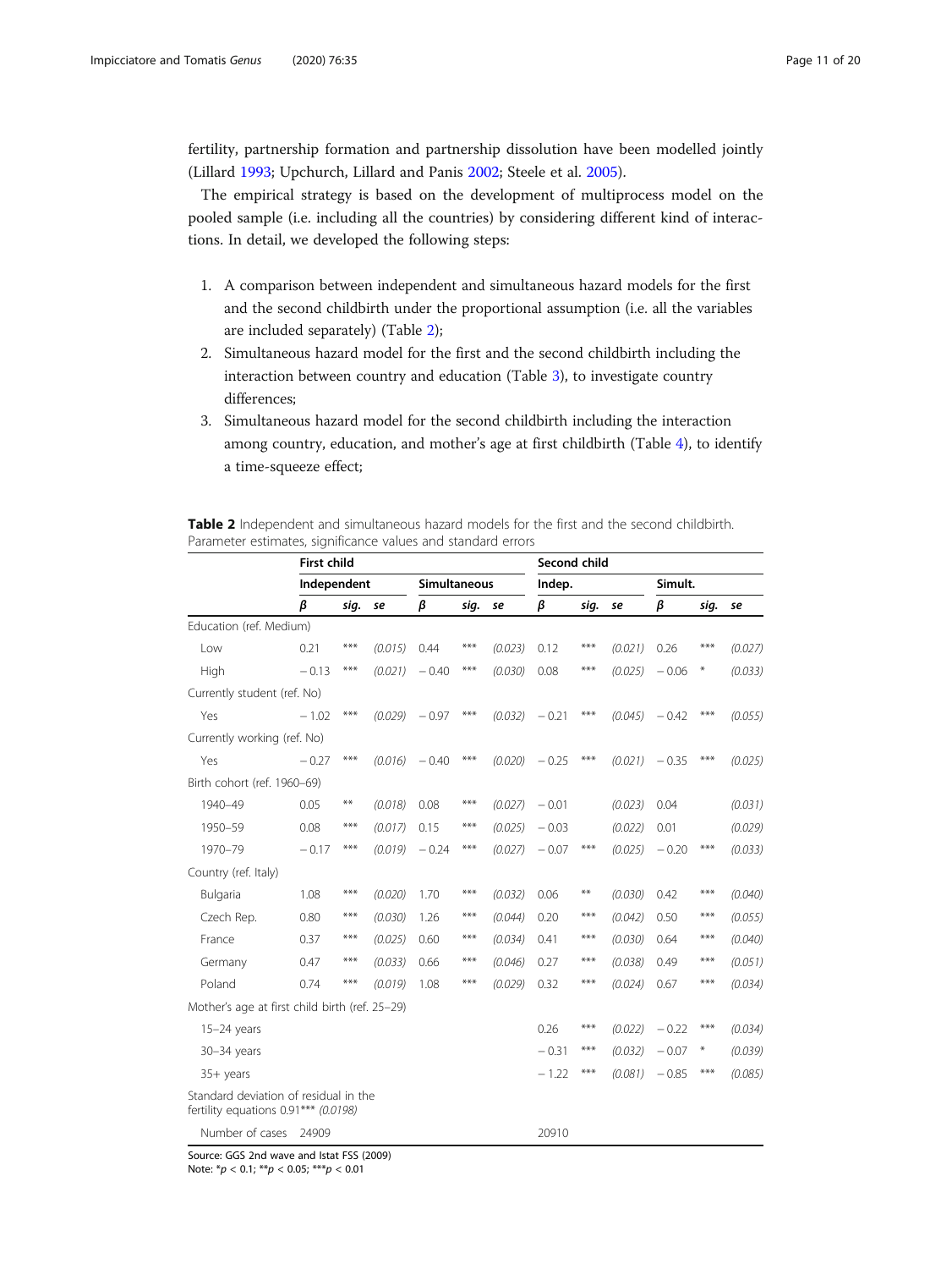fertility, partnership formation and partnership dissolution have been modelled jointly (Lillard 1993; Upchurch, Lillard and Panis 2002; Steele et al. 2005).

The empirical strategy is based on the development of multiprocess model on the pooled sample (i.e. including all the countries) by considering different kind of interactions. In detail, we developed the following steps:

1. A comparison between independent and simultaneous hazard models for the first and the second childbirth under the proportional assumption (i.e. all the variables are included separately) (Table 2);
2. Simultaneous hazard model for the first and the second childbirth including the interaction between country and education (Table 3), to investigate country differences;
3. Simultaneous hazard model for the second childbirth including the interaction among country, education, and mother's age at first childbirth (Table 4), to identify a time-squeeze effect;

**Table 2** Independent and simultaneous hazard models for the first and the second childbirth. Parameter estimates, significance values and standard errors

| | First child | | | | | | Second child | | | | | |
|---|---|---|---|---|---|---|---|---|---|---|---|---|
| | Independent | | | Simultaneous | | | Indep. | | | Simult. | | |
| | *β* | *sig.* | *se* | *β* | *sig.* | *se* | *β* | *sig.* | *se* | *β* | *sig.* | *se* |
| Education (ref. Medium) | | | | | | | | | | | | |
| Low | 0.21 | *** | (0.015) | 0.44 | *** | (0.023) | 0.12 | *** | (0.021) | 0.26 | *** | (0.027) |
| High | −0.13 | *** | (0.021) | −0.40 | *** | (0.030) | 0.08 | *** | (0.025) | −0.06 | * | (0.033) |
| Currently student (ref. No) | | | | | | | | | | | | |
| Yes | −1.02 | *** | (0.029) | −0.97 | *** | (0.032) | −0.21 | *** | (0.045) | −0.42 | *** | (0.055) |
| Currently working (ref. No) | | | | | | | | | | | | |
| Yes | −0.27 | *** | (0.016) | −0.40 | *** | (0.020) | −0.25 | *** | (0.021) | −0.35 | *** | (0.025) |
| Birth cohort (ref. 1960–69) | | | | | | | | | | | | |
| 1940–49 | 0.05 | ** | (0.018) | 0.08 | *** | (0.027) | −0.01 | | (0.023) | 0.04 | | (0.031) |
| 1950–59 | 0.08 | *** | (0.017) | 0.15 | *** | (0.025) | −0.03 | | (0.022) | 0.01 | | (0.029) |
| 1970–79 | −0.17 | *** | (0.019) | −0.24 | *** | (0.027) | −0.07 | *** | (0.025) | −0.20 | *** | (0.033) |
| Country (ref. Italy) | | | | | | | | | | | | |
| Bulgaria | 1.08 | *** | (0.020) | 1.70 | *** | (0.032) | 0.06 | ** | (0.030) | 0.42 | *** | (0.040) |
| Czech Rep. | 0.80 | *** | (0.030) | 1.26 | *** | (0.044) | 0.20 | *** | (0.042) | 0.50 | *** | (0.055) |
| France | 0.37 | *** | (0.025) | 0.60 | *** | (0.034) | 0.41 | *** | (0.030) | 0.64 | *** | (0.040) |
| Germany | 0.47 | *** | (0.033) | 0.66 | *** | (0.046) | 0.27 | *** | (0.038) | 0.49 | *** | (0.051) |
| Poland | 0.74 | *** | (0.019) | 1.08 | *** | (0.029) | 0.32 | *** | (0.024) | 0.67 | *** | (0.034) |
| Mother's age at first child birth (ref. 25–29) | | | | | | | | | | | | |
| 15–24 years | | | | | | | 0.26 | *** | (0.022) | −0.22 | *** | (0.034) |
| 30–34 years | | | | | | | −0.31 | *** | (0.032) | −0.07 | * | (0.039) |
| 35+ years | | | | | | | −1.22 | *** | (0.081) | −0.85 | *** | (0.085) |
| Standard deviation of residual in the fertility equations 0.91*** (0.0198) | | | | | | | | | | | | |
| Number of cases | 24909 | | | | | | 20910 | | | | | |

Source: GGS 2nd wave and Istat FSS (2009)
Note: *$p < 0.1$; **$p < 0.05$; ***$p < 0.01$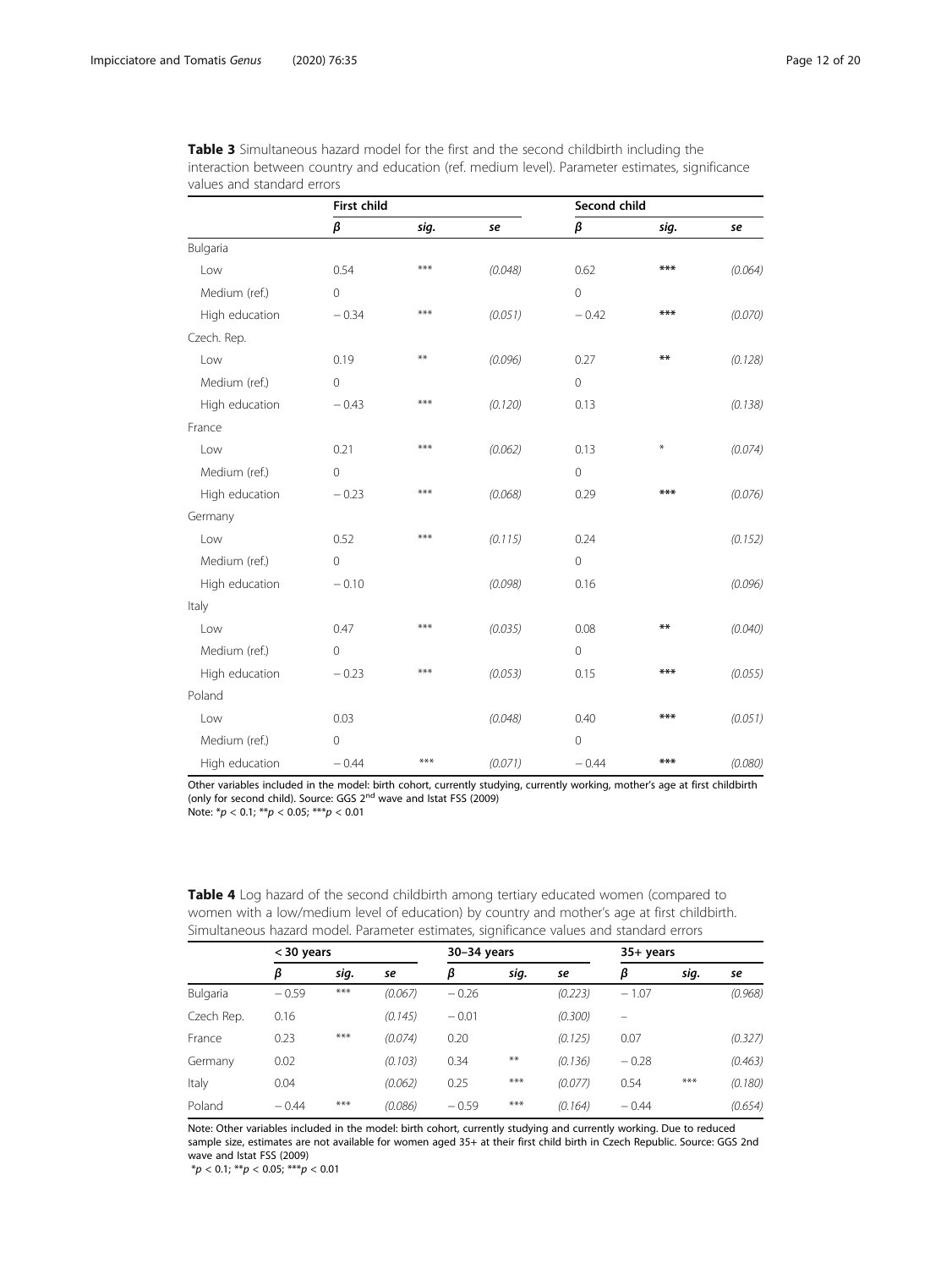**Table 3** Simultaneous hazard model for the first and the second childbirth including the interaction between country and education (ref. medium level). Parameter estimates, significance values and standard errors

| | First child | | | Second child | | |
|---|---|---|---|---|---|---|
| | *β* | *sig.* | *se* | *β* | *sig.* | *se* |
| Bulgaria | | | | | | |
| Low | 0.54 | *** | (0.048) | 0.62 | *** | (0.064) |
| Medium (ref.) | 0 | | | 0 | | |
| High education | − 0.34 | *** | (0.051) | − 0.42 | *** | (0.070) |
| Czech. Rep. | | | | | | |
| Low | 0.19 | ** | (0.096) | 0.27 | ** | (0.128) |
| Medium (ref.) | 0 | | | 0 | | |
| High education | − 0.43 | *** | (0.120) | 0.13 | | (0.138) |
| France | | | | | | |
| Low | 0.21 | *** | (0.062) | 0.13 | * | (0.074) |
| Medium (ref.) | 0 | | | 0 | | |
| High education | − 0.23 | *** | (0.068) | 0.29 | *** | (0.076) |
| Germany | | | | | | |
| Low | 0.52 | *** | (0.115) | 0.24 | | (0.152) |
| Medium (ref.) | 0 | | | 0 | | |
| High education | − 0.10 | | (0.098) | 0.16 | | (0.096) |
| Italy | | | | | | |
| Low | 0.47 | *** | (0.035) | 0.08 | ** | (0.040) |
| Medium (ref.) | 0 | | | 0 | | |
| High education | − 0.23 | *** | (0.053) | 0.15 | *** | (0.055) |
| Poland | | | | | | |
| Low | 0.03 | | (0.048) | 0.40 | *** | (0.051) |
| Medium (ref.) | 0 | | | 0 | | |
| High education | − 0.44 | *** | (0.071) | − 0.44 | *** | (0.080) |

Other variables included in the model: birth cohort, currently studying, currently working, mother's age at first childbirth (only for second child). Source: GGS 2nd wave and Istat FSS (2009)
Note: *$p < 0.1$; **$p < 0.05$; ***$p < 0.01$

**Table 4** Log hazard of the second childbirth among tertiary educated women (compared to women with a low/medium level of education) by country and mother's age at first childbirth. Simultaneous hazard model. Parameter estimates, significance values and standard errors

| | < 30 years | | | 30–34 years | | | 35+ years | | |
|---|---|---|---|---|---|---|---|---|---|
| | *β* | *sig.* | *se* | *β* | *sig.* | *se* | *β* | *sig.* | *se* |
| Bulgaria | − 0.59 | *** | (0.067) | − 0.26 | | (0.223) | − 1.07 | | (0.968) |
| Czech Rep. | 0.16 | | (0.145) | − 0.01 | | (0.300) | – | | |
| France | 0.23 | *** | (0.074) | 0.20 | | (0.125) | 0.07 | | (0.327) |
| Germany | 0.02 | | (0.103) | 0.34 | ** | (0.136) | − 0.28 | | (0.463) |
| Italy | 0.04 | | (0.062) | 0.25 | *** | (0.077) | 0.54 | *** | (0.180) |
| Poland | − 0.44 | *** | (0.086) | − 0.59 | *** | (0.164) | − 0.44 | | (0.654) |

Note: Other variables included in the model: birth cohort, currently studying and currently working. Due to reduced sample size, estimates are not available for women aged 35+ at their first child birth in Czech Republic. Source: GGS 2nd wave and Istat FSS (2009)
*$p < 0.1$; **$p < 0.05$; ***$p < 0.01$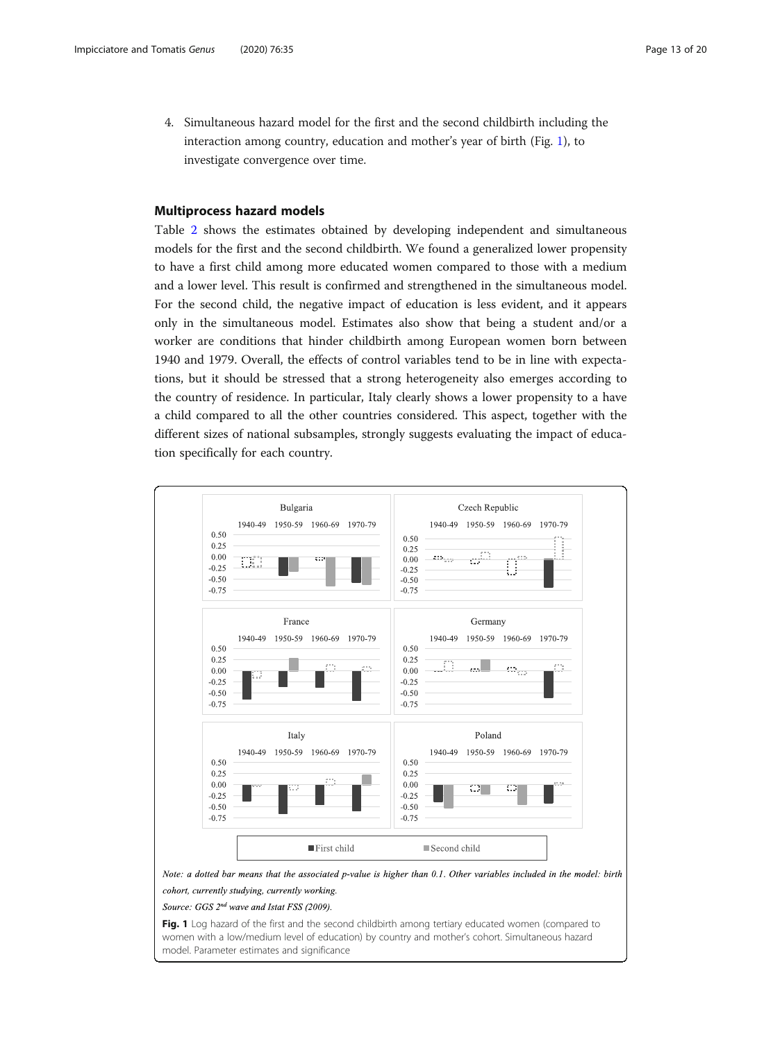4. Simultaneous hazard model for the first and the second childbirth including the interaction among country, education and mother's year of birth (Fig. 1), to investigate convergence over time.

### Multiprocess hazard models

Table 2 shows the estimates obtained by developing independent and simultaneous models for the first and the second childbirth. We found a generalized lower propensity to have a first child among more educated women compared to those with a medium and a lower level. This result is confirmed and strengthened in the simultaneous model. For the second child, the negative impact of education is less evident, and it appears only in the simultaneous model. Estimates also show that being a student and/or a worker are conditions that hinder childbirth among European women born between 1940 and 1979. Overall, the effects of control variables tend to be in line with expectations, but it should be stressed that a strong heterogeneity also emerges according to the country of residence. In particular, Italy clearly shows a lower propensity to a have a child compared to all the other countries considered. This aspect, together with the different sizes of national subsamples, strongly suggests evaluating the impact of education specifically for each country.

*Note: a dotted bar means that the associated p-value is higher than 0.1. Other variables included in the model: birth cohort, currently studying, currently working.*

*Source: GGS 2nd wave and Istat FSS (2009).*

**Fig. 1** Log hazard of the first and the second childbirth among tertiary educated women (compared to women with a low/medium level of education) by country and mother's cohort. Simultaneous hazard model. Parameter estimates and significance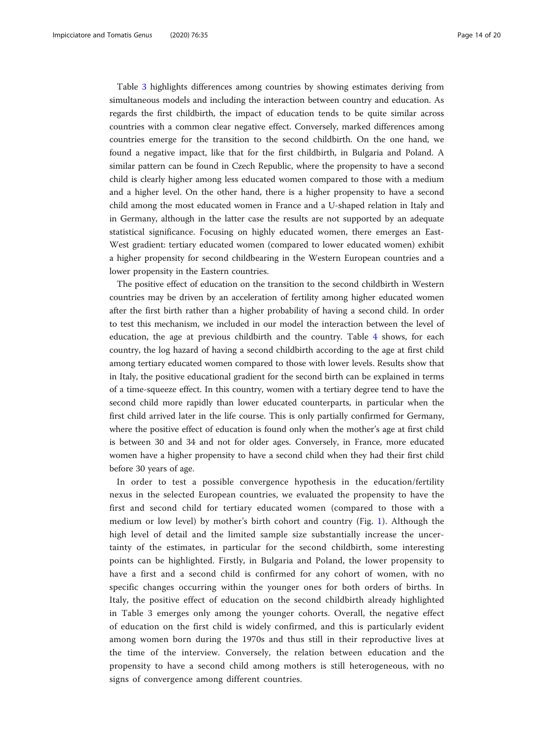Table 3 highlights differences among countries by showing estimates deriving from simultaneous models and including the interaction between country and education. As regards the first childbirth, the impact of education tends to be quite similar across countries with a common clear negative effect. Conversely, marked differences among countries emerge for the transition to the second childbirth. On the one hand, we found a negative impact, like that for the first childbirth, in Bulgaria and Poland. A similar pattern can be found in Czech Republic, where the propensity to have a second child is clearly higher among less educated women compared to those with a medium and a higher level. On the other hand, there is a higher propensity to have a second child among the most educated women in France and a U-shaped relation in Italy and in Germany, although in the latter case the results are not supported by an adequate statistical significance. Focusing on highly educated women, there emerges an East-West gradient: tertiary educated women (compared to lower educated women) exhibit a higher propensity for second childbearing in the Western European countries and a lower propensity in the Eastern countries.

The positive effect of education on the transition to the second childbirth in Western countries may be driven by an acceleration of fertility among higher educated women after the first birth rather than a higher probability of having a second child. In order to test this mechanism, we included in our model the interaction between the level of education, the age at previous childbirth and the country. Table 4 shows, for each country, the log hazard of having a second childbirth according to the age at first child among tertiary educated women compared to those with lower levels. Results show that in Italy, the positive educational gradient for the second birth can be explained in terms of a time-squeeze effect. In this country, women with a tertiary degree tend to have the second child more rapidly than lower educated counterparts, in particular when the first child arrived later in the life course. This is only partially confirmed for Germany, where the positive effect of education is found only when the mother's age at first child is between 30 and 34 and not for older ages. Conversely, in France, more educated women have a higher propensity to have a second child when they had their first child before 30 years of age.

In order to test a possible convergence hypothesis in the education/fertility nexus in the selected European countries, we evaluated the propensity to have the first and second child for tertiary educated women (compared to those with a medium or low level) by mother's birth cohort and country (Fig. 1). Although the high level of detail and the limited sample size substantially increase the uncertainty of the estimates, in particular for the second childbirth, some interesting points can be highlighted. Firstly, in Bulgaria and Poland, the lower propensity to have a first and a second child is confirmed for any cohort of women, with no specific changes occurring within the younger ones for both orders of births. In Italy, the positive effect of education on the second childbirth already highlighted in Table 3 emerges only among the younger cohorts. Overall, the negative effect of education on the first child is widely confirmed, and this is particularly evident among women born during the 1970s and thus still in their reproductive lives at the time of the interview. Conversely, the relation between education and the propensity to have a second child among mothers is still heterogeneous, with no signs of convergence among different countries.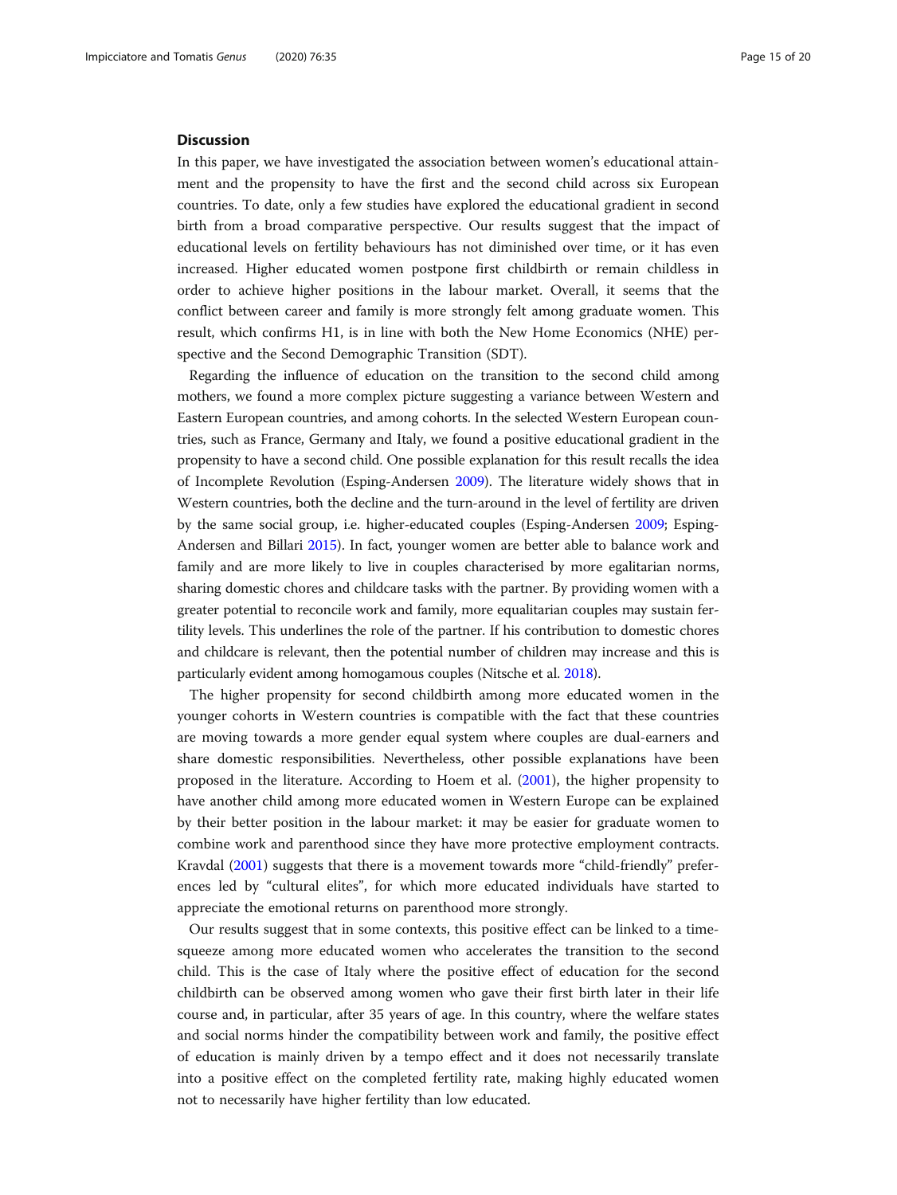## Discussion

In this paper, we have investigated the association between women's educational attainment and the propensity to have the first and the second child across six European countries. To date, only a few studies have explored the educational gradient in second birth from a broad comparative perspective. Our results suggest that the impact of educational levels on fertility behaviours has not diminished over time, or it has even increased. Higher educated women postpone first childbirth or remain childless in order to achieve higher positions in the labour market. Overall, it seems that the conflict between career and family is more strongly felt among graduate women. This result, which confirms H1, is in line with both the New Home Economics (NHE) perspective and the Second Demographic Transition (SDT).

Regarding the influence of education on the transition to the second child among mothers, we found a more complex picture suggesting a variance between Western and Eastern European countries, and among cohorts. In the selected Western European countries, such as France, Germany and Italy, we found a positive educational gradient in the propensity to have a second child. One possible explanation for this result recalls the idea of Incomplete Revolution (Esping-Andersen 2009). The literature widely shows that in Western countries, both the decline and the turn-around in the level of fertility are driven by the same social group, i.e. higher-educated couples (Esping-Andersen 2009; Esping-Andersen and Billari 2015). In fact, younger women are better able to balance work and family and are more likely to live in couples characterised by more egalitarian norms, sharing domestic chores and childcare tasks with the partner. By providing women with a greater potential to reconcile work and family, more equalitarian couples may sustain fertility levels. This underlines the role of the partner. If his contribution to domestic chores and childcare is relevant, then the potential number of children may increase and this is particularly evident among homogamous couples (Nitsche et al. 2018).

The higher propensity for second childbirth among more educated women in the younger cohorts in Western countries is compatible with the fact that these countries are moving towards a more gender equal system where couples are dual-earners and share domestic responsibilities. Nevertheless, other possible explanations have been proposed in the literature. According to Hoem et al. (2001), the higher propensity to have another child among more educated women in Western Europe can be explained by their better position in the labour market: it may be easier for graduate women to combine work and parenthood since they have more protective employment contracts. Kravdal (2001) suggests that there is a movement towards more "child-friendly" preferences led by "cultural elites", for which more educated individuals have started to appreciate the emotional returns on parenthood more strongly.

Our results suggest that in some contexts, this positive effect can be linked to a time-squeeze among more educated women who accelerates the transition to the second child. This is the case of Italy where the positive effect of education for the second childbirth can be observed among women who gave their first birth later in their life course and, in particular, after 35 years of age. In this country, where the welfare states and social norms hinder the compatibility between work and family, the positive effect of education is mainly driven by a tempo effect and it does not necessarily translate into a positive effect on the completed fertility rate, making highly educated women not to necessarily have higher fertility than low educated.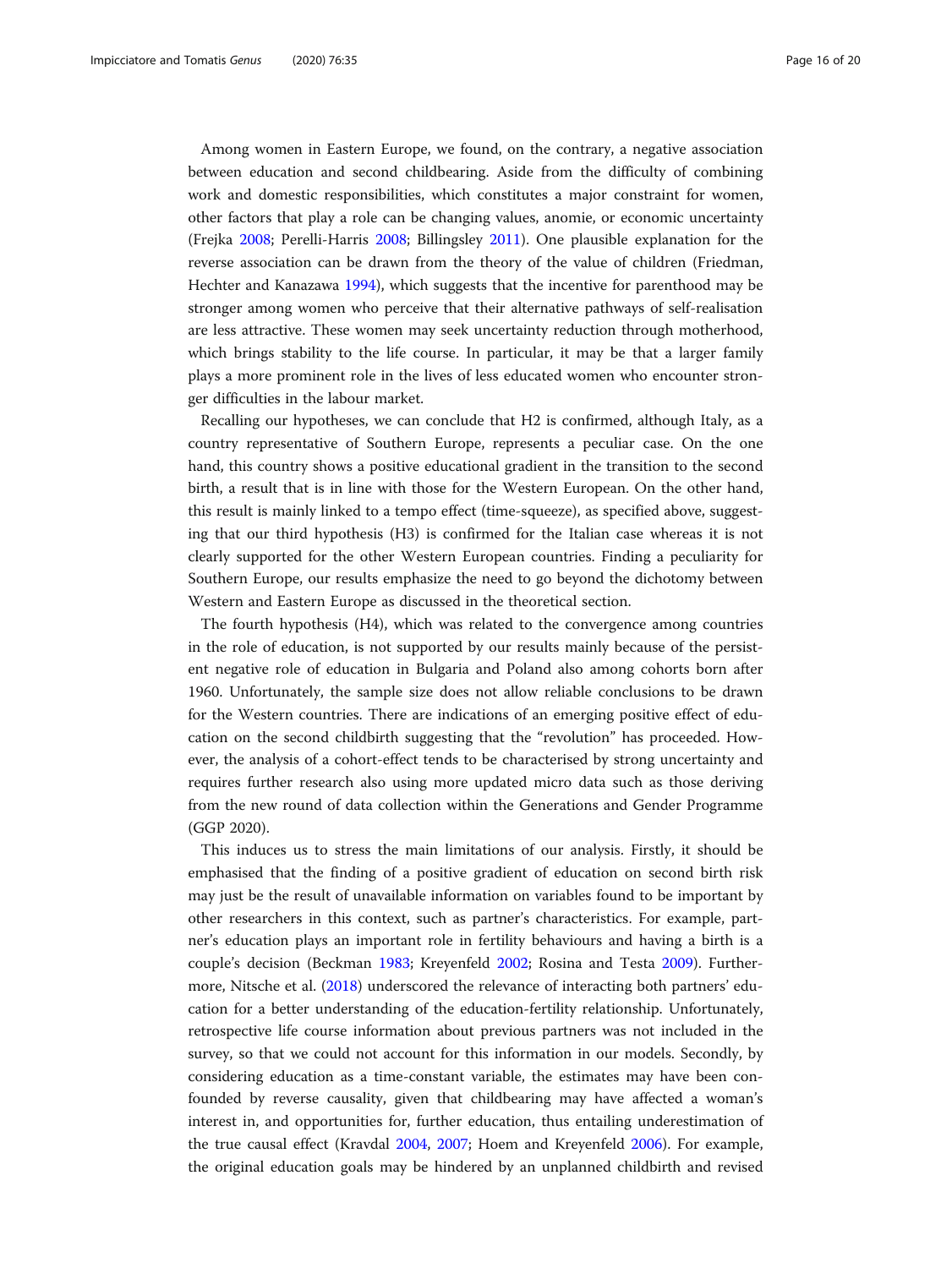Among women in Eastern Europe, we found, on the contrary, a negative association between education and second childbearing. Aside from the difficulty of combining work and domestic responsibilities, which constitutes a major constraint for women, other factors that play a role can be changing values, anomie, or economic uncertainty (Frejka 2008; Perelli-Harris 2008; Billingsley 2011). One plausible explanation for the reverse association can be drawn from the theory of the value of children (Friedman, Hechter and Kanazawa 1994), which suggests that the incentive for parenthood may be stronger among women who perceive that their alternative pathways of self-realisation are less attractive. These women may seek uncertainty reduction through motherhood, which brings stability to the life course. In particular, it may be that a larger family plays a more prominent role in the lives of less educated women who encounter stronger difficulties in the labour market.

Recalling our hypotheses, we can conclude that H2 is confirmed, although Italy, as a country representative of Southern Europe, represents a peculiar case. On the one hand, this country shows a positive educational gradient in the transition to the second birth, a result that is in line with those for the Western European. On the other hand, this result is mainly linked to a tempo effect (time-squeeze), as specified above, suggesting that our third hypothesis (H3) is confirmed for the Italian case whereas it is not clearly supported for the other Western European countries. Finding a peculiarity for Southern Europe, our results emphasize the need to go beyond the dichotomy between Western and Eastern Europe as discussed in the theoretical section.

The fourth hypothesis (H4), which was related to the convergence among countries in the role of education, is not supported by our results mainly because of the persistent negative role of education in Bulgaria and Poland also among cohorts born after 1960. Unfortunately, the sample size does not allow reliable conclusions to be drawn for the Western countries. There are indications of an emerging positive effect of education on the second childbirth suggesting that the "revolution" has proceeded. However, the analysis of a cohort-effect tends to be characterised by strong uncertainty and requires further research also using more updated micro data such as those deriving from the new round of data collection within the Generations and Gender Programme (GGP 2020).

This induces us to stress the main limitations of our analysis. Firstly, it should be emphasised that the finding of a positive gradient of education on second birth risk may just be the result of unavailable information on variables found to be important by other researchers in this context, such as partner's characteristics. For example, partner's education plays an important role in fertility behaviours and having a birth is a couple's decision (Beckman 1983; Kreyenfeld 2002; Rosina and Testa 2009). Furthermore, Nitsche et al. (2018) underscored the relevance of interacting both partners' education for a better understanding of the education-fertility relationship. Unfortunately, retrospective life course information about previous partners was not included in the survey, so that we could not account for this information in our models. Secondly, by considering education as a time-constant variable, the estimates may have been confounded by reverse causality, given that childbearing may have affected a woman's interest in, and opportunities for, further education, thus entailing underestimation of the true causal effect (Kravdal 2004, 2007; Hoem and Kreyenfeld 2006). For example, the original education goals may be hindered by an unplanned childbirth and revised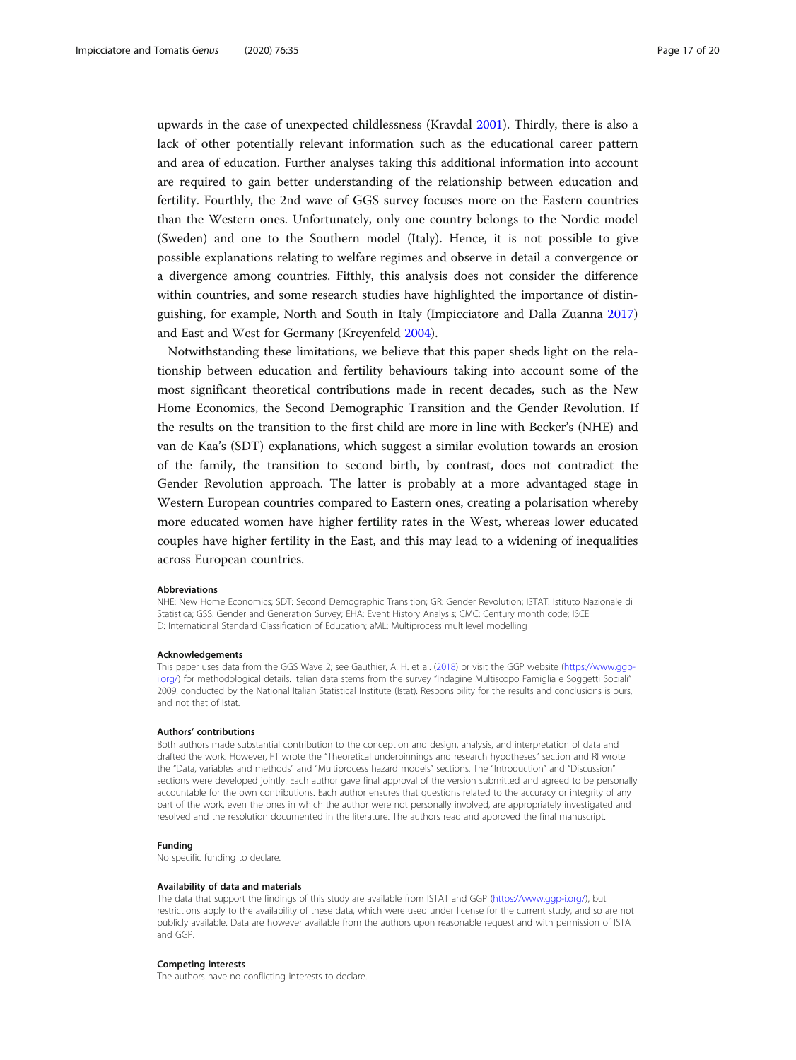upwards in the case of unexpected childlessness (Kravdal 2001). Thirdly, there is also a lack of other potentially relevant information such as the educational career pattern and area of education. Further analyses taking this additional information into account are required to gain better understanding of the relationship between education and fertility. Fourthly, the 2nd wave of GGS survey focuses more on the Eastern countries than the Western ones. Unfortunately, only one country belongs to the Nordic model (Sweden) and one to the Southern model (Italy). Hence, it is not possible to give possible explanations relating to welfare regimes and observe in detail a convergence or a divergence among countries. Fifthly, this analysis does not consider the difference within countries, and some research studies have highlighted the importance of distinguishing, for example, North and South in Italy (Impicciatore and Dalla Zuanna 2017) and East and West for Germany (Kreyenfeld 2004).

Notwithstanding these limitations, we believe that this paper sheds light on the relationship between education and fertility behaviours taking into account some of the most significant theoretical contributions made in recent decades, such as the New Home Economics, the Second Demographic Transition and the Gender Revolution. If the results on the transition to the first child are more in line with Becker's (NHE) and van de Kaa's (SDT) explanations, which suggest a similar evolution towards an erosion of the family, the transition to second birth, by contrast, does not contradict the Gender Revolution approach. The latter is probably at a more advantaged stage in Western European countries compared to Eastern ones, creating a polarisation whereby more educated women have higher fertility rates in the West, whereas lower educated couples have higher fertility in the East, and this may lead to a widening of inequalities across European countries.

#### Abbreviations

NHE: New Home Economics; SDT: Second Demographic Transition; GR: Gender Revolution; ISTAT: Istituto Nazionale di Statistica; GSS: Gender and Generation Survey; EHA: Event History Analysis; CMC: Century month code; ISCED: International Standard Classification of Education; aML: Multiprocess multilevel modelling

#### Acknowledgements

This paper uses data from the GGS Wave 2; see Gauthier, A. H. et al. (2018) or visit the GGP website (https://www.ggp-i.org/) for methodological details. Italian data stems from the survey "Indagine Multiscopo Famiglia e Soggetti Sociali" 2009, conducted by the National Italian Statistical Institute (Istat). Responsibility for the results and conclusions is ours, and not that of Istat.

#### Authors' contributions

Both authors made substantial contribution to the conception and design, analysis, and interpretation of data and drafted the work. However, FT wrote the "Theoretical underpinnings and research hypotheses" section and RI wrote the "Data, variables and methods" and "Multiprocess hazard models" sections. The "Introduction" and "Discussion" sections were developed jointly. Each author gave final approval of the version submitted and agreed to be personally accountable for the own contributions. Each author ensures that questions related to the accuracy or integrity of any part of the work, even the ones in which the author were not personally involved, are appropriately investigated and resolved and the resolution documented in the literature. The authors read and approved the final manuscript.

#### Funding

No specific funding to declare.

#### Availability of data and materials

The data that support the findings of this study are available from ISTAT and GGP (https://www.ggp-i.org/), but restrictions apply to the availability of these data, which were used under license for the current study, and so are not publicly available. Data are however available from the authors upon reasonable request and with permission of ISTAT and GGP.

#### Competing interests

The authors have no conflicting interests to declare.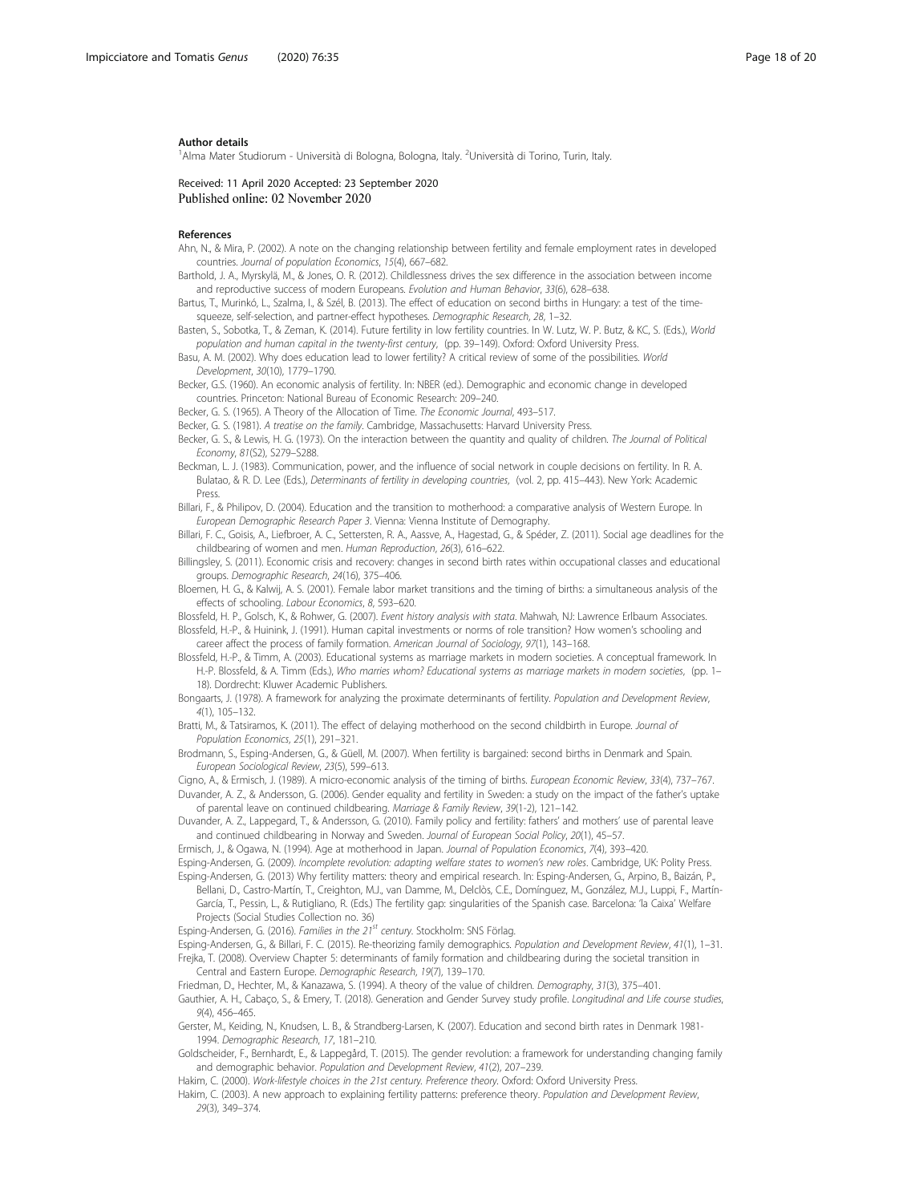#### Author details

[1]Alma Mater Studiorum - Università di Bologna, Bologna, Italy. [2]Università di Torino, Turin, Italy.

Received: 11 April 2020 Accepted: 23 September 2020
Published online: 02 November 2020

#### References

Ahn, N., & Mira, P. (2002). A note on the changing relationship between fertility and female employment rates in developed countries. *Journal of population Economics*, *15*(4), 667–682.

Barthold, J. A., Myrskylä, M., & Jones, O. R. (2012). Childlessness drives the sex difference in the association between income and reproductive success of modern Europeans. *Evolution and Human Behavior*, *33*(6), 628–638.

Bartus, T., Murinkó, L., Szalma, I., & Szél, B. (2013). The effect of education on second births in Hungary: a test of the time-squeeze, self-selection, and partner-effect hypotheses. *Demographic Research*, *28*, 1–32.

Basten, S., Sobotka, T., & Zeman, K. (2014). Future fertility in low fertility countries. In W. Lutz, W. P. Butz, & KC, S. (Eds.), *World population and human capital in the twenty-first century*, (pp. 39–149). Oxford: Oxford University Press.

Basu, A. M. (2002). Why does education lead to lower fertility? A critical review of some of the possibilities. *World Development*, *30*(10), 1779–1790.

Becker, G.S. (1960). An economic analysis of fertility. In: NBER (ed.). Demographic and economic change in developed countries. Princeton: National Bureau of Economic Research: 209–240.

Becker, G. S. (1965). A Theory of the Allocation of Time. *The Economic Journal*, 493–517.

Becker, G. S. (1981). *A treatise on the family*. Cambridge, Massachusetts: Harvard University Press.

Becker, G. S., & Lewis, H. G. (1973). On the interaction between the quantity and quality of children. *The Journal of Political Economy*, *81*(S2), S279–S288.

Beckman, L. J. (1983). Communication, power, and the influence of social network in couple decisions on fertility. In R. A. Bulatao, & R. D. Lee (Eds.), *Determinants of fertility in developing countries*, (vol. 2, pp. 415–443). New York: Academic Press.

Billari, F., & Philipov, D. (2004). Education and the transition to motherhood: a comparative analysis of Western Europe. In *European Demographic Research Paper 3*. Vienna: Vienna Institute of Demography.

Billari, F. C., Goisis, A., Liefbroer, A. C., Settersten, R. A., Aassve, A., Hagestad, G., & Spéder, Z. (2011). Social age deadlines for the childbearing of women and men. *Human Reproduction*, *26*(3), 616–622.

Billingsley, S. (2011). Economic crisis and recovery: changes in second birth rates within occupational classes and educational groups. *Demographic Research*, *24*(16), 375–406.

Bloemen, H. G., & Kalwij, A. S. (2001). Female labor market transitions and the timing of births: a simultaneous analysis of the effects of schooling. *Labour Economics*, *8*, 593–620.

Blossfeld, H. P., Golsch, K., & Rohwer, G. (2007). *Event history analysis with stata*. Mahwah, NJ: Lawrence Erlbaum Associates.

Blossfeld, H.-P., & Huinink, J. (1991). Human capital investments or norms of role transition? How women's schooling and career affect the process of family formation. *American Journal of Sociology*, *97*(1), 143–168.

Blossfeld, H.-P., & Timm, A. (2003). Educational systems as marriage markets in modern societies. A conceptual framework. In H.-P. Blossfeld, & A. Timm (Eds.), *Who marries whom? Educational systems as marriage markets in modern societies*, (pp. 1–18). Dordrecht: Kluwer Academic Publishers.

Bongaarts, J. (1978). A framework for analyzing the proximate determinants of fertility. *Population and Development Review*, *4*(1), 105–132.

Bratti, M., & Tatsiramos, K. (2011). The effect of delaying motherhood on the second childbirth in Europe. *Journal of Population Economics*, *25*(1), 291–321.

Brodmann, S., Esping-Andersen, G., & Güell, M. (2007). When fertility is bargained: second births in Denmark and Spain. *European Sociological Review*, *23*(5), 599–613.

Cigno, A., & Ermisch, J. (1989). A micro-economic analysis of the timing of births. *European Economic Review*, *33*(4), 737–767.

Duvander, A. Z., & Andersson, G. (2006). Gender equality and fertility in Sweden: a study on the impact of the father's uptake of parental leave on continued childbearing. *Marriage & Family Review*, *39*(1-2), 121–142.

Duvander, A. Z., Lappegard, T., & Andersson, G. (2010). Family policy and fertility: fathers' and mothers' use of parental leave and continued childbearing in Norway and Sweden. *Journal of European Social Policy*, *20*(1), 45–57.

Ermisch, J., & Ogawa, N. (1994). Age at motherhood in Japan. *Journal of Population Economics*, *7*(4), 393–420.

Esping-Andersen, G. (2009). *Incomplete revolution: adapting welfare states to women's new roles*. Cambridge, UK: Polity Press.

Esping-Andersen, G. (2013) Why fertility matters: theory and empirical research. In: Esping-Andersen, G., Arpino, B., Baizán, P., Bellani, D., Castro-Martín, T., Creighton, M.J., van Damme, M., Delclòs, C.E., Domínguez, M., González, M.J., Luppi, F., Martín-García, T., Pessin, L., & Rutigliano, R. (Eds.) The fertility gap: singularities of the Spanish case. Barcelona: 'la Caixa' Welfare Projects (Social Studies Collection no. 36)

Esping-Andersen, G. (2016). *Families in the 21st century*. Stockholm: SNS Förlag.

Esping-Andersen, G., & Billari, F. C. (2015). Re-theorizing family demographics. *Population and Development Review*, *41*(1), 1–31.

Frejka, T. (2008). Overview Chapter 5: determinants of family formation and childbearing during the societal transition in Central and Eastern Europe. *Demographic Research*, *19*(7), 139–170.

Friedman, D., Hechter, M., & Kanazawa, S. (1994). A theory of the value of children. *Demography*, *31*(3), 375–401.

Gauthier, A. H., Cabaço, S., & Emery, T. (2018). Generation and Gender Survey study profile. *Longitudinal and Life course studies*, *9*(4), 456–465.

Gerster, M., Keiding, N., Knudsen, L. B., & Strandberg-Larsen, K. (2007). Education and second birth rates in Denmark 1981-1994. *Demographic Research*, *17*, 181–210.

Goldscheider, F., Bernhardt, E., & Lappegård, T. (2015). The gender revolution: a framework for understanding changing family and demographic behavior. *Population and Development Review*, *41*(2), 207–239.

Hakim, C. (2000). *Work-lifestyle choices in the 21st century. Preference theory*. Oxford: Oxford University Press.

Hakim, C. (2003). A new approach to explaining fertility patterns: preference theory. *Population and Development Review*, *29*(3), 349–374.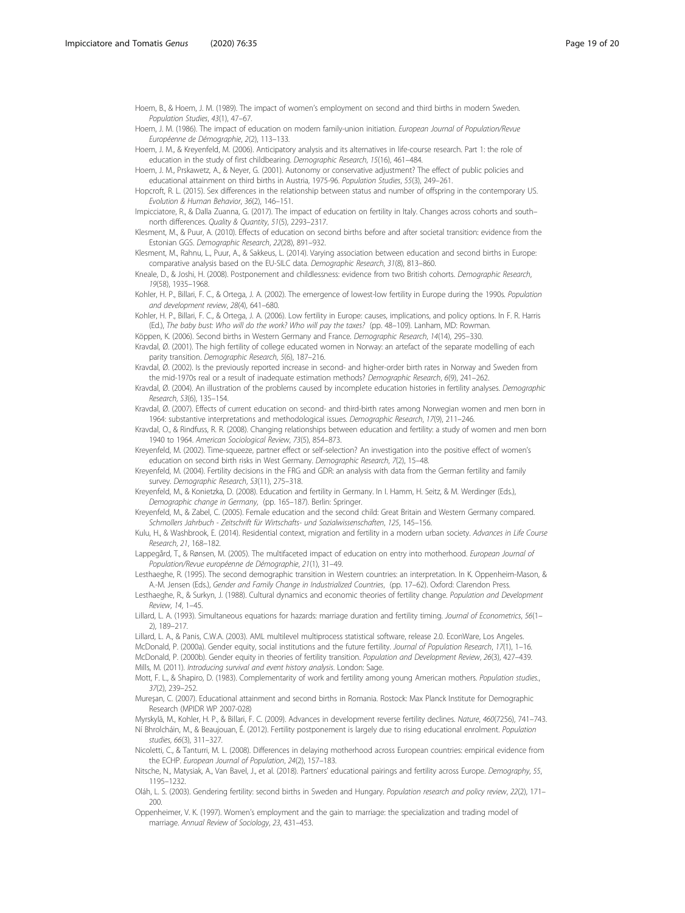Hoem, B., & Hoem, J. M. (1989). The impact of women's employment on second and third births in modern Sweden. *Population Studies*, *43*(1), 47–67.

Hoem, J. M. (1986). The impact of education on modern family-union initiation. *European Journal of Population/Revue Européenne de Démographie*, *2*(2), 113–133.

Hoem, J. M., & Kreyenfeld, M. (2006). Anticipatory analysis and its alternatives in life-course research. Part 1: the role of education in the study of first childbearing. *Demographic Research*, *15*(16), 461–484.

Hoem, J. M., Prskawetz, A., & Neyer, G. (2001). Autonomy or conservative adjustment? The effect of public policies and educational attainment on third births in Austria, 1975-96. *Population Studies*, *55*(3), 249–261.

Hopcroft, R. L. (2015). Sex differences in the relationship between status and number of offspring in the contemporary US. *Evolution & Human Behavior*, *36*(2), 146–151.

Impicciatore, R., & Dalla Zuanna, G. (2017). The impact of education on fertility in Italy. Changes across cohorts and south–north differences. *Quality & Quantity*, *51*(5), 2293–2317.

Klesment, M., & Puur, A. (2010). Effects of education on second births before and after societal transition: evidence from the Estonian GGS. *Demographic Research*, *22*(28), 891–932.

Klesment, M., Rahnu, L., Puur, A., & Sakkeus, L. (2014). Varying association between education and second births in Europe: comparative analysis based on the EU-SILC data. *Demographic Research*, *31*(8), 813–860.

Kneale, D., & Joshi, H. (2008). Postponement and childlessness: evidence from two British cohorts. *Demographic Research*, *19*(58), 1935–1968.

Kohler, H. P., Billari, F. C., & Ortega, J. A. (2002). The emergence of lowest-low fertility in Europe during the 1990s. *Population and development review*, *28*(4), 641–680.

Kohler, H. P., Billari, F. C., & Ortega, J. A. (2006). Low fertility in Europe: causes, implications, and policy options. In F. R. Harris (Ed.), *The baby bust: Who will do the work? Who will pay the taxes?* (pp. 48–109). Lanham, MD: Rowman.

Köppen, K. (2006). Second births in Western Germany and France. *Demographic Research*, *14*(14), 295–330.

Kravdal, Ø. (2001). The high fertility of college educated women in Norway: an artefact of the separate modelling of each parity transition. *Demographic Research*, *5*(6), 187–216.

Kravdal, Ø. (2002). Is the previously reported increase in second- and higher-order birth rates in Norway and Sweden from the mid-1970s real or a result of inadequate estimation methods? *Demographic Research*, *6*(9), 241–262.

Kravdal, Ø. (2004). An illustration of the problems caused by incomplete education histories in fertility analyses. *Demographic Research*, *S3*(6), 135–154.

Kravdal, Ø. (2007). Effects of current education on second- and third-birth rates among Norwegian women and men born in 1964: substantive interpretations and methodological issues. *Demographic Research*, *17*(9), 211–246.

Kravdal, O., & Rindfuss, R. R. (2008). Changing relationships between education and fertility: a study of women and men born 1940 to 1964. *American Sociological Review*, *73*(5), 854–873.

Kreyenfeld, M. (2002). Time-squeeze, partner effect or self-selection? An investigation into the positive effect of women's education on second birth risks in West Germany. *Demographic Research*, *7*(2), 15–48.

Kreyenfeld, M. (2004). Fertility decisions in the FRG and GDR: an analysis with data from the German fertility and family survey. *Demographic Research*, *S3*(11), 275–318.

Kreyenfeld, M., & Konietzka, D. (2008). Education and fertility in Germany. In I. Hamm, H. Seitz, & M. Werdinger (Eds.), *Demographic change in Germany*, (pp. 165–187). Berlin: Springer.

Kreyenfeld, M., & Zabel, C. (2005). Female education and the second child: Great Britain and Western Germany compared. *Schmollers Jahrbuch - Zeitschrift für Wirtschafts- und Sozialwissenschaften*, *125*, 145–156.

Kulu, H., & Washbrook, E. (2014). Residential context, migration and fertility in a modern urban society. *Advances in Life Course Research*, *21*, 168–182.

Lappegård, T., & Rønsen, M. (2005). The multifaceted impact of education on entry into motherhood. *European Journal of Population/Revue européenne de Démographie*, *21*(1), 31–49.

Lesthaeghe, R. (1995). The second demographic transition in Western countries: an interpretation. In K. Oppenheim-Mason, & A.-M. Jensen (Eds.), *Gender and Family Change in Industrialized Countries*, (pp. 17–62). Oxford: Clarendon Press.

Lesthaeghe, R., & Surkyn, J. (1988). Cultural dynamics and economic theories of fertility change. *Population and Development Review*, *14*, 1–45.

Lillard, L. A. (1993). Simultaneous equations for hazards: marriage duration and fertility timing. *Journal of Econometrics*, *56*(1–2), 189–217.

Lillard, L. A., & Panis, C.W.A. (2003). AML multilevel multiprocess statistical software, release 2.0. EconWare, Los Angeles.

McDonald, P. (2000a). Gender equity, social institutions and the future fertility. *Journal of Population Research*, *17*(1), 1–16.

McDonald, P. (2000b). Gender equity in theories of fertility transition. *Population and Development Review*, *26*(3), 427–439.

Mills, M. (2011). *Introducing survival and event history analysis*. London: Sage.

Mott, F. L., & Shapiro, D. (1983). Complementarity of work and fertility among young American mothers. *Population studies.*, *37*(2), 239–252.

Mureşan, C. (2007). Educational attainment and second births in Romania. Rostock: Max Planck Institute for Demographic Research (MPIDR WP 2007-028)

Myrskylä, M., Kohler, H. P., & Billari, F. C. (2009). Advances in development reverse fertility declines. *Nature*, *460*(7256), 741–743.

Ní Bhrolcháin, M., & Beaujouan, É. (2012). Fertility postponement is largely due to rising educational enrolment. *Population studies*, *66*(3), 311–327.

Nicoletti, C., & Tanturri, M. L. (2008). Differences in delaying motherhood across European countries: empirical evidence from the ECHP. *European Journal of Population*, *24*(2), 157–183.

Nitsche, N., Matysiak, A., Van Bavel, J., et al. (2018). Partners' educational pairings and fertility across Europe. *Demography*, *55*, 1195–1232.

Oláh, L. S. (2003). Gendering fertility: second births in Sweden and Hungary. *Population research and policy review*, *22*(2), 171–200.

Oppenheimer, V. K. (1997). Women's employment and the gain to marriage: the specialization and trading model of marriage. *Annual Review of Sociology*, *23*, 431–453.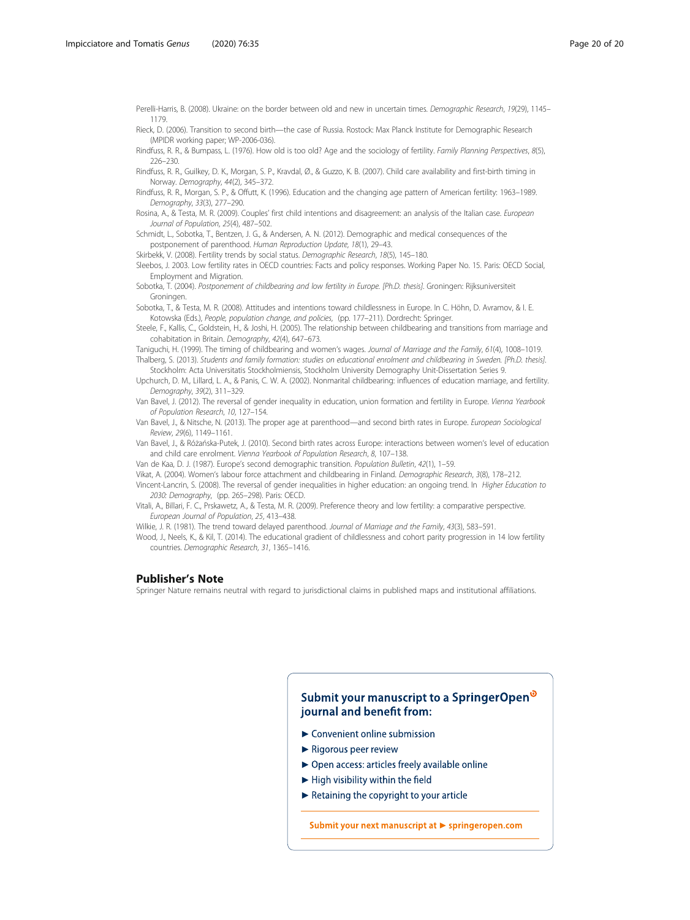Perelli-Harris, B. (2008). Ukraine: on the border between old and new in uncertain times. *Demographic Research*, *19*(29), 1145–1179.

Rieck, D. (2006). Transition to second birth—the case of Russia. Rostock: Max Planck Institute for Demographic Research (MPIDR working paper; WP-2006-036).

Rindfuss, R. R., & Bumpass, L. (1976). How old is too old? Age and the sociology of fertility. *Family Planning Perspectives*, *8*(5), 226–230.

Rindfuss, R. R., Guilkey, D. K., Morgan, S. P., Kravdal, Ø., & Guzzo, K. B. (2007). Child care availability and first-birth timing in Norway. *Demography*, *44*(2), 345–372.

Rindfuss, R. R., Morgan, S. P., & Offutt, K. (1996). Education and the changing age pattern of American fertility: 1963–1989. *Demography*, *33*(3), 277–290.

Rosina, A., & Testa, M. R. (2009). Couples' first child intentions and disagreement: an analysis of the Italian case. *European Journal of Population*, *25*(4), 487–502.

Schmidt, L., Sobotka, T., Bentzen, J. G., & Andersen, A. N. (2012). Demographic and medical consequences of the postponement of parenthood. *Human Reproduction Update*, *18*(1), 29–43.

Skirbekk, V. (2008). Fertility trends by social status. *Demographic Research*, *18*(5), 145–180.

Sleebos, J. 2003. Low fertility rates in OECD countries: Facts and policy responses. Working Paper No. 15. Paris: OECD Social, Employment and Migration.

Sobotka, T. (2004). *Postponement of childbearing and low fertility in Europe. [Ph.D. thesis]*. Groningen: Rijksuniversiteit Groningen.

Sobotka, T., & Testa, M. R. (2008). Attitudes and intentions toward childlessness in Europe. In C. Höhn, D. Avramov, & I. E. Kotowska (Eds.), *People, population change, and policies*, (pp. 177–211). Dordrecht: Springer.

Steele, F., Kallis, C., Goldstein, H., & Joshi, H. (2005). The relationship between childbearing and transitions from marriage and cohabitation in Britain. *Demography*, *42*(4), 647–673.

Taniguchi, H. (1999). The timing of childbearing and women's wages. *Journal of Marriage and the Family*, *61*(4), 1008–1019.

Thalberg, S. (2013). *Students and family formation: studies on educational enrolment and childbearing in Sweden. [Ph.D. thesis]*. Stockholm: Acta Universitatis Stockholmiensis, Stockholm University Demography Unit-Dissertation Series 9.

Upchurch, D. M., Lillard, L. A., & Panis, C. W. A. (2002). Nonmarital childbearing: influences of education marriage, and fertility. *Demography*, *39*(2), 311–329.

Van Bavel, J. (2012). The reversal of gender inequality in education, union formation and fertility in Europe. *Vienna Yearbook of Population Research*, *10*, 127–154.

Van Bavel, J., & Nitsche, N. (2013). The proper age at parenthood—and second birth rates in Europe. *European Sociological Review*, *29*(6), 1149–1161.

Van Bavel, J., & Różańska-Putek, J. (2010). Second birth rates across Europe: interactions between women's level of education and child care enrolment. *Vienna Yearbook of Population Research*, *8*, 107–138.

Van de Kaa, D. J. (1987). Europe's second demographic transition. *Population Bulletin*, *42*(1), 1–59.

Vikat, A. (2004). Women's labour force attachment and childbearing in Finland. *Demographic Research*, *3*(8), 178–212.

Vincent-Lancrin, S. (2008). The reversal of gender inequalities in higher education: an ongoing trend. In *Higher Education to 2030: Demography*, (pp. 265–298). Paris: OECD.

Vitali, A., Billari, F. C., Prskawetz, A., & Testa, M. R. (2009). Preference theory and low fertility: a comparative perspective. *European Journal of Population*, *25*, 413–438.

Wilkie, J. R. (1981). The trend toward delayed parenthood. *Journal of Marriage and the Family*, *43*(3), 583–591.

Wood, J., Neels, K., & Kil, T. (2014). The educational gradient of childlessness and cohort parity progression in 14 low fertility countries. *Demographic Research*, *31*, 1365–1416.

## Publisher's Note

Springer Nature remains neutral with regard to jurisdictional claims in published maps and institutional affiliations.

**Submit your manuscript to a SpringerOpen journal and benefit from:**

- ► Convenient online submission
- ► Rigorous peer review
- ► Open access: articles freely available online
- ► High visibility within the field
- ► Retaining the copyright to your article

**Submit your next manuscript at ► springeropen.com**